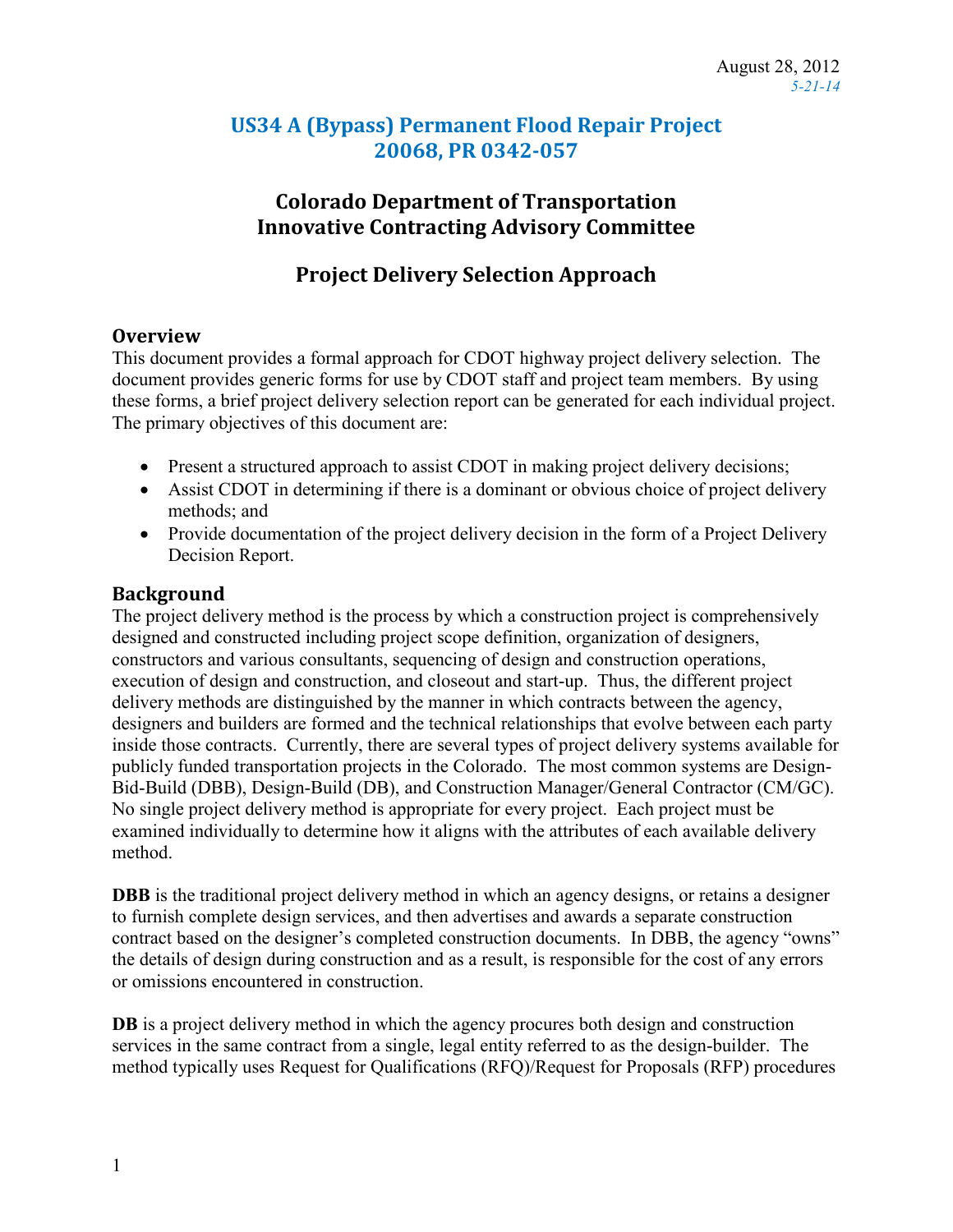August 28, 2012
*5-21-14*

# US34 A (Bypass) Permanent Flood Repair Project
# 20068, PR 0342-057

## Colorado Department of Transportation
## Innovative Contracting Advisory Committee

## Project Delivery Selection Approach

### Overview

This document provides a formal approach for CDOT highway project delivery selection. The document provides generic forms for use by CDOT staff and project team members. By using these forms, a brief project delivery selection report can be generated for each individual project. The primary objectives of this document are:

- Present a structured approach to assist CDOT in making project delivery decisions;
- Assist CDOT in determining if there is a dominant or obvious choice of project delivery methods; and
- Provide documentation of the project delivery decision in the form of a Project Delivery Decision Report.

### Background

The project delivery method is the process by which a construction project is comprehensively designed and constructed including project scope definition, organization of designers, constructors and various consultants, sequencing of design and construction operations, execution of design and construction, and closeout and start-up. Thus, the different project delivery methods are distinguished by the manner in which contracts between the agency, designers and builders are formed and the technical relationships that evolve between each party inside those contracts. Currently, there are several types of project delivery systems available for publicly funded transportation projects in the Colorado. The most common systems are Design-Bid-Build (DBB), Design-Build (DB), and Construction Manager/General Contractor (CM/GC). No single project delivery method is appropriate for every project. Each project must be examined individually to determine how it aligns with the attributes of each available delivery method.

**DBB** is the traditional project delivery method in which an agency designs, or retains a designer to furnish complete design services, and then advertises and awards a separate construction contract based on the designer's completed construction documents. In DBB, the agency "owns" the details of design during construction and as a result, is responsible for the cost of any errors or omissions encountered in construction.

**DB** is a project delivery method in which the agency procures both design and construction services in the same contract from a single, legal entity referred to as the design-builder. The method typically uses Request for Qualifications (RFQ)/Request for Proposals (RFP) procedures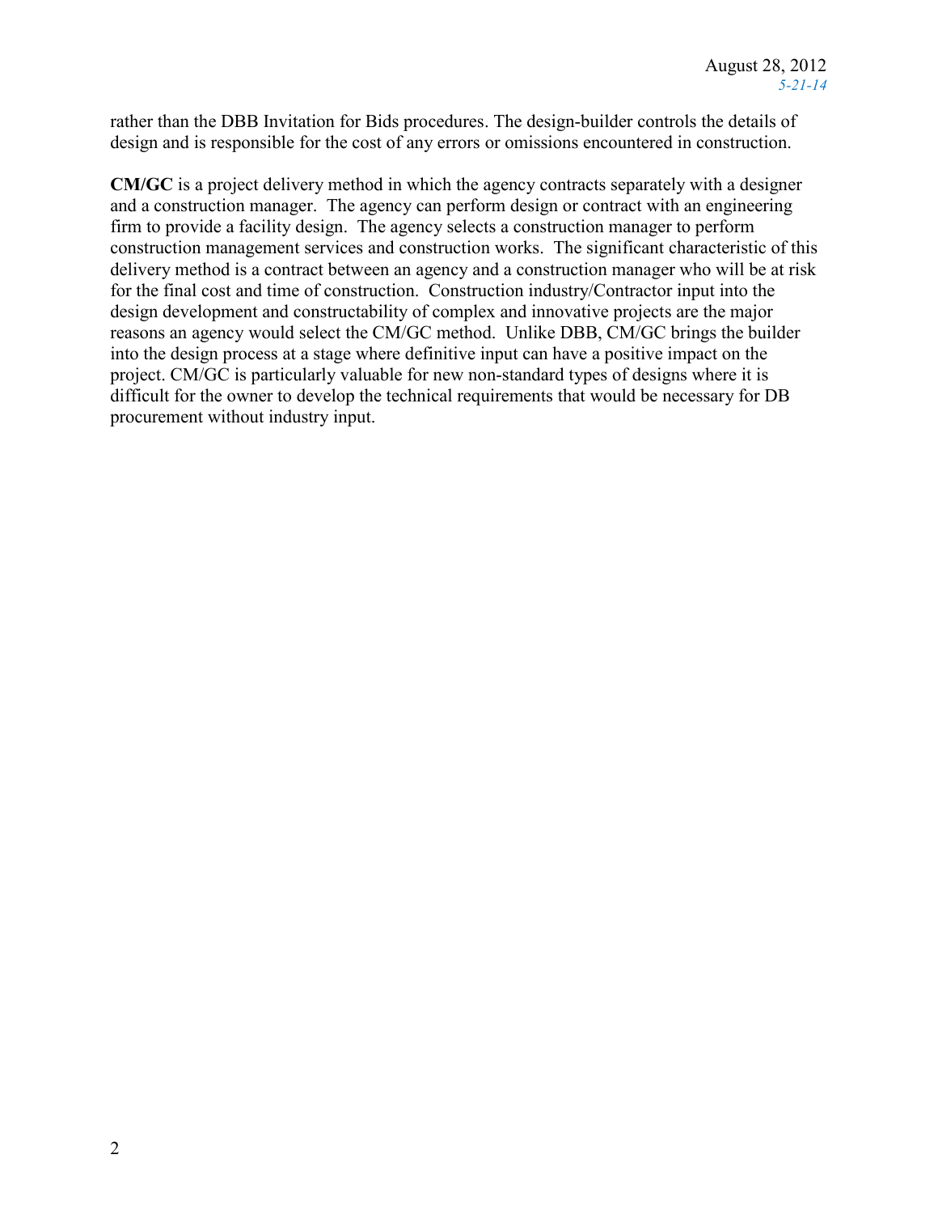rather than the DBB Invitation for Bids procedures. The design-builder controls the details of design and is responsible for the cost of any errors or omissions encountered in construction.

**CM/GC** is a project delivery method in which the agency contracts separately with a designer and a construction manager. The agency can perform design or contract with an engineering firm to provide a facility design. The agency selects a construction manager to perform construction management services and construction works. The significant characteristic of this delivery method is a contract between an agency and a construction manager who will be at risk for the final cost and time of construction. Construction industry/Contractor input into the design development and constructability of complex and innovative projects are the major reasons an agency would select the CM/GC method. Unlike DBB, CM/GC brings the builder into the design process at a stage where definitive input can have a positive impact on the project. CM/GC is particularly valuable for new non-standard types of designs where it is difficult for the owner to develop the technical requirements that would be necessary for DB procurement without industry input.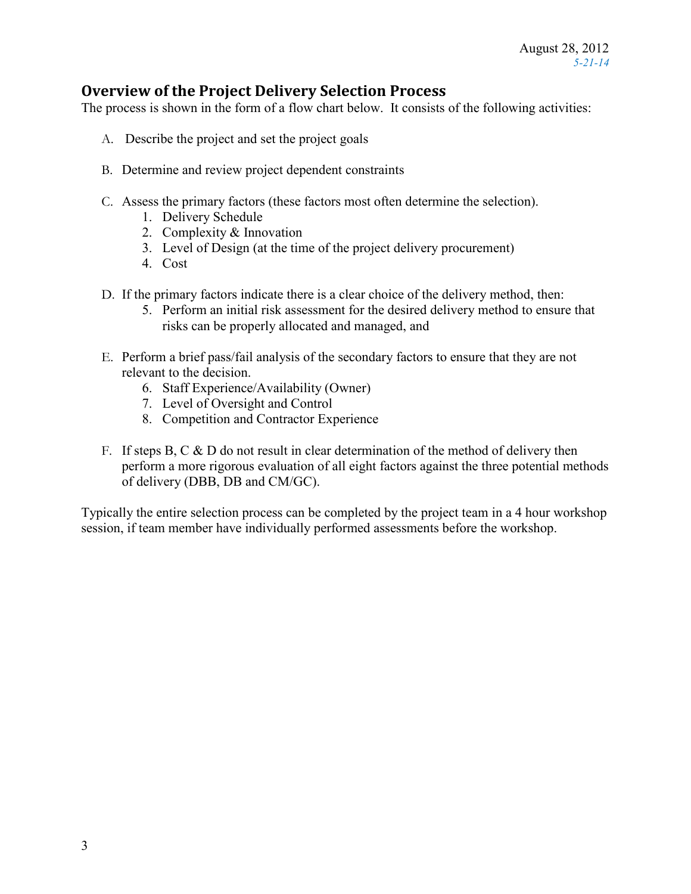August 28, 2012
*5-21-14*

## Overview of the Project Delivery Selection Process

The process is shown in the form of a flow chart below. It consists of the following activities:

A. Describe the project and set the project goals

B. Determine and review project dependent constraints

C. Assess the primary factors (these factors most often determine the selection).
   1. Delivery Schedule
   2. Complexity & Innovation
   3. Level of Design (at the time of the project delivery procurement)
   4. Cost

D. If the primary factors indicate there is a clear choice of the delivery method, then:
   5. Perform an initial risk assessment for the desired delivery method to ensure that risks can be properly allocated and managed, and

E. Perform a brief pass/fail analysis of the secondary factors to ensure that they are not relevant to the decision.
   6. Staff Experience/Availability (Owner)
   7. Level of Oversight and Control
   8. Competition and Contractor Experience

F. If steps B, C & D do not result in clear determination of the method of delivery then perform a more rigorous evaluation of all eight factors against the three potential methods of delivery (DBB, DB and CM/GC).

Typically the entire selection process can be completed by the project team in a 4 hour workshop session, if team member have individually performed assessments before the workshop.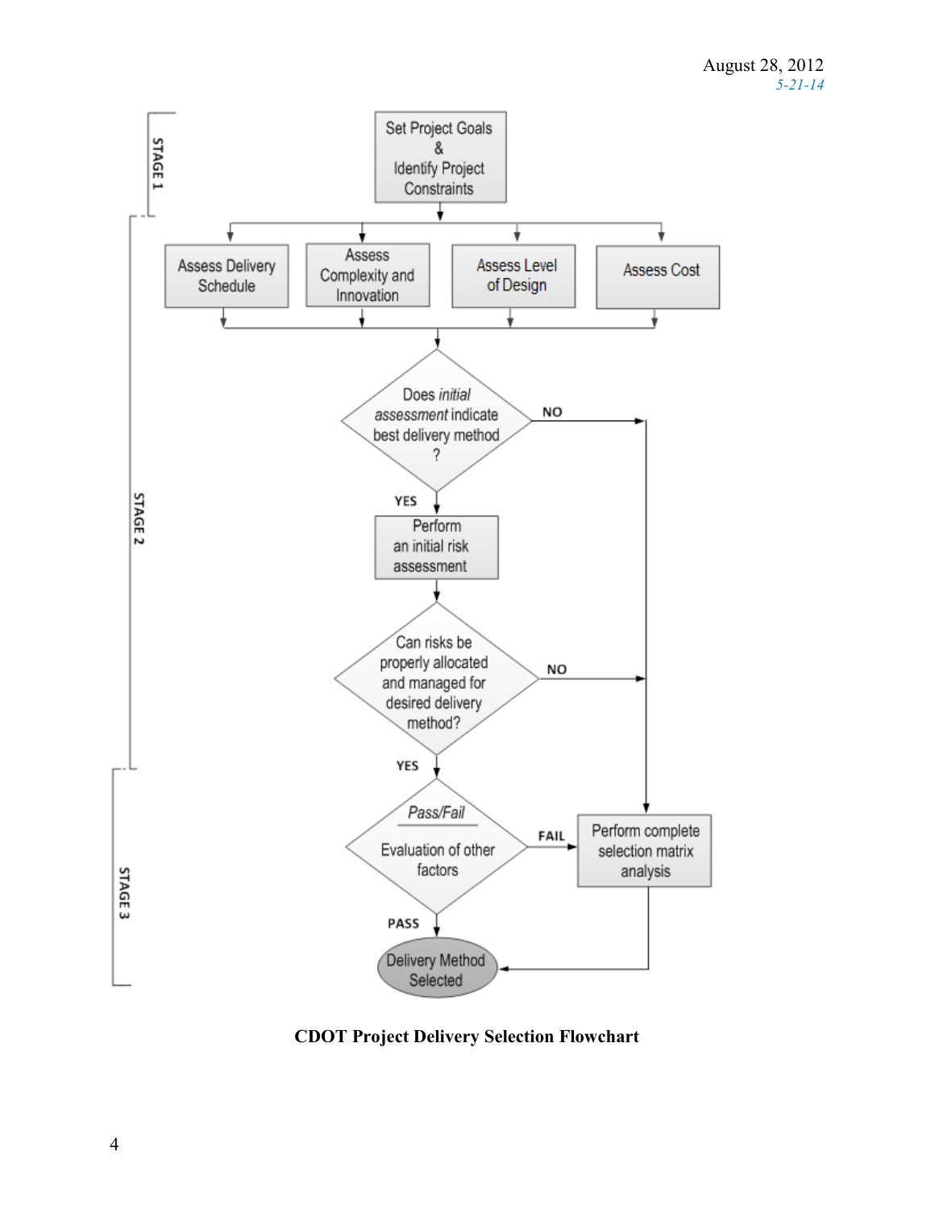August 28, 2012
*5-21-14*

STAGE 1

Set Project Goals & Identify Project Constraints

STAGE 2

Assess Delivery Schedule

Assess Complexity and Innovation

Assess Level of Design

Assess Cost

Does *initial assessment* indicate best delivery method ?

NO

YES

Perform an initial risk assessment

Can risks be properly allocated and managed for desired delivery method?

NO

YES

STAGE 3

*Pass/Fail*

Evaluation of other factors

FAIL

Perform complete selection matrix analysis

PASS

Delivery Method Selected

**CDOT Project Delivery Selection Flowchart**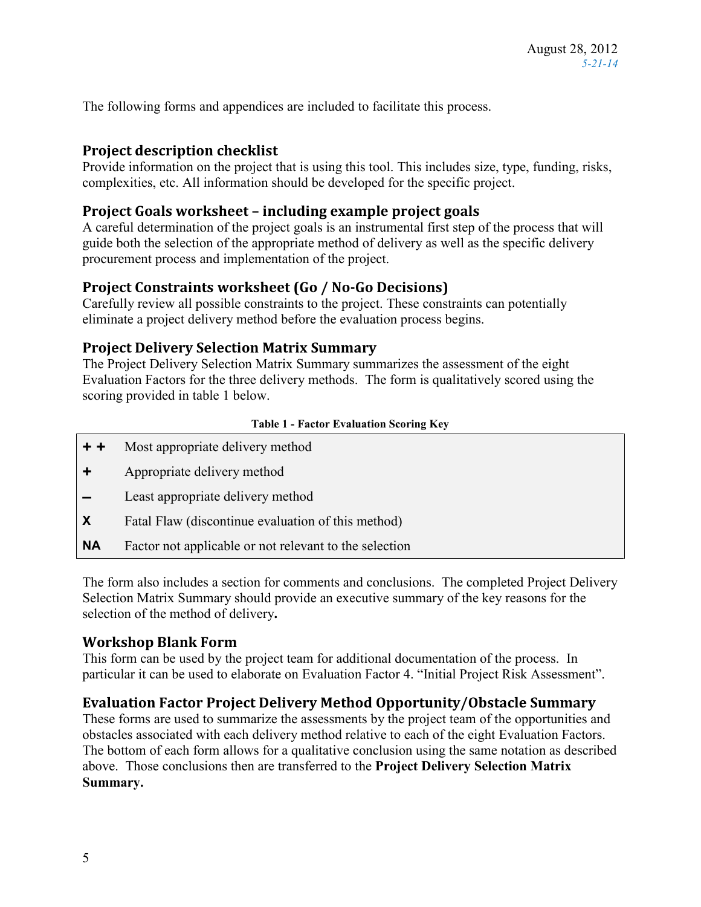The following forms and appendices are included to facilitate this process.

### Project description checklist

Provide information on the project that is using this tool. This includes size, type, funding, risks, complexities, etc. All information should be developed for the specific project.

### Project Goals worksheet – including example project goals

A careful determination of the project goals is an instrumental first step of the process that will guide both the selection of the appropriate method of delivery as well as the specific delivery procurement process and implementation of the project.

### Project Constraints worksheet (Go / No-Go Decisions)

Carefully review all possible constraints to the project. These constraints can potentially eliminate a project delivery method before the evaluation process begins.

### Project Delivery Selection Matrix Summary

The Project Delivery Selection Matrix Summary summarizes the assessment of the eight Evaluation Factors for the three delivery methods. The form is qualitatively scored using the scoring provided in table 1 below.

**Table 1 - Factor Evaluation Scoring Key**

| Symbol | Meaning |
|---|---|
| **+ +** | Most appropriate delivery method |
| **+** | Appropriate delivery method |
| **–** | Least appropriate delivery method |
| **X** | Fatal Flaw (discontinue evaluation of this method) |
| **NA** | Factor not applicable or not relevant to the selection |

The form also includes a section for comments and conclusions. The completed Project Delivery Selection Matrix Summary should provide an executive summary of the key reasons for the selection of the method of delivery**.**

### Workshop Blank Form

This form can be used by the project team for additional documentation of the process. In particular it can be used to elaborate on Evaluation Factor 4. "Initial Project Risk Assessment".

### Evaluation Factor Project Delivery Method Opportunity/Obstacle Summary

These forms are used to summarize the assessments by the project team of the opportunities and obstacles associated with each delivery method relative to each of the eight Evaluation Factors. The bottom of each form allows for a qualitative conclusion using the same notation as described above. Those conclusions then are transferred to the **Project Delivery Selection Matrix Summary.**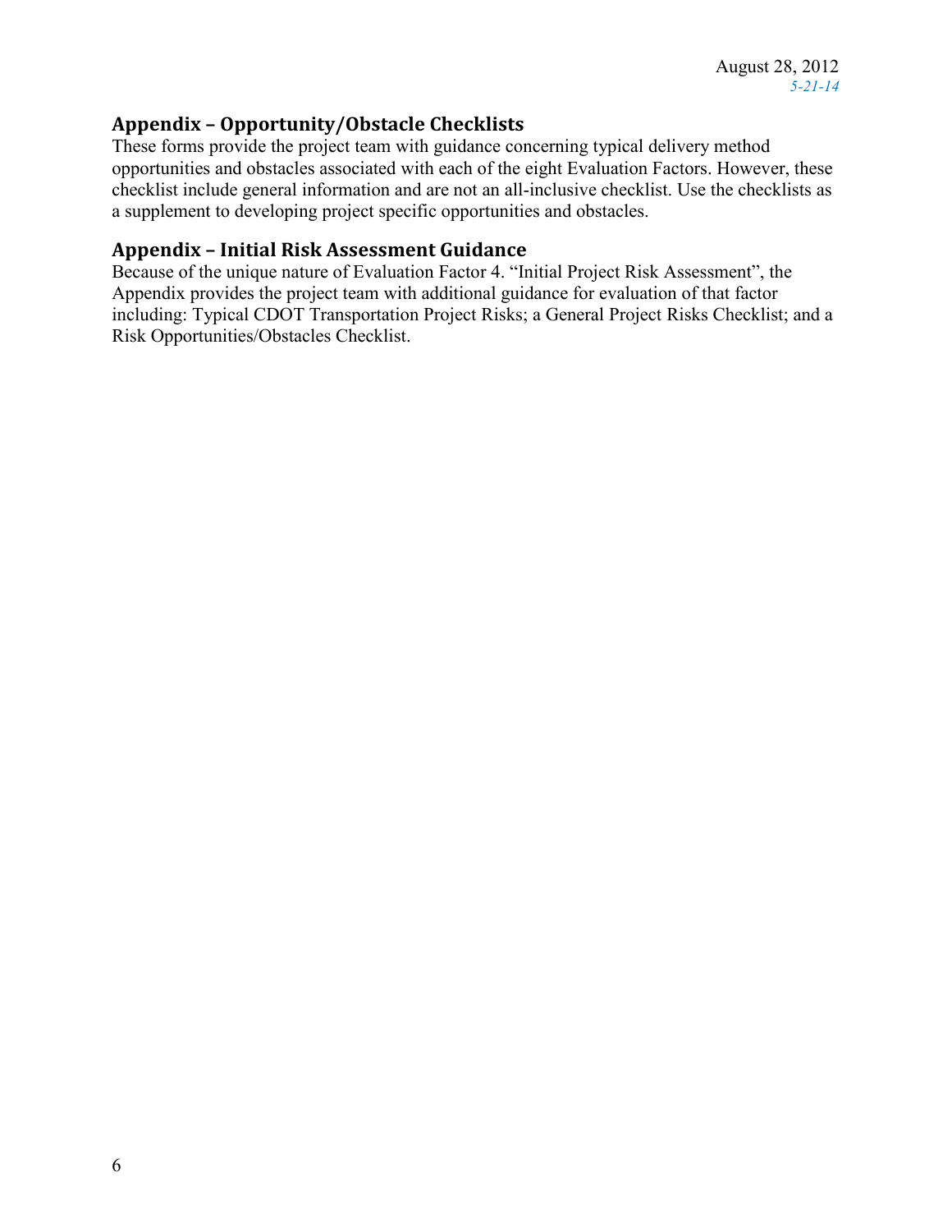## Appendix – Opportunity/Obstacle Checklists

These forms provide the project team with guidance concerning typical delivery method opportunities and obstacles associated with each of the eight Evaluation Factors. However, these checklist include general information and are not an all-inclusive checklist. Use the checklists as a supplement to developing project specific opportunities and obstacles.

## Appendix – Initial Risk Assessment Guidance

Because of the unique nature of Evaluation Factor 4. "Initial Project Risk Assessment", the Appendix provides the project team with additional guidance for evaluation of that factor including: Typical CDOT Transportation Project Risks; a General Project Risks Checklist; and a Risk Opportunities/Obstacles Checklist.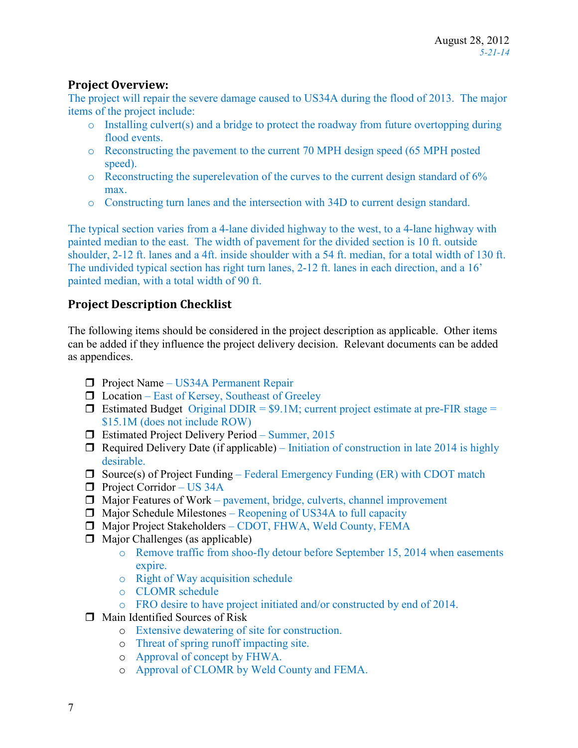August 28, 2012
*5-21-14*

### Project Overview:

The project will repair the severe damage caused to US34A during the flood of 2013. The major items of the project include:

- Installing culvert(s) and a bridge to protect the roadway from future overtopping during flood events.
- Reconstructing the pavement to the current 70 MPH design speed (65 MPH posted speed).
- Reconstructing the superelevation of the curves to the current design standard of 6% max.
- Constructing turn lanes and the intersection with 34D to current design standard.

The typical section varies from a 4-lane divided highway to the west, to a 4-lane highway with painted median to the east. The width of pavement for the divided section is 10 ft. outside shoulder, 2-12 ft. lanes and a 4ft. inside shoulder with a 54 ft. median, for a total width of 130 ft. The undivided typical section has right turn lanes, 2-12 ft. lanes in each direction, and a 16' painted median, with a total width of 90 ft.

### Project Description Checklist

The following items should be considered in the project description as applicable. Other items can be added if they influence the project delivery decision. Relevant documents can be added as appendices.

- ❒ Project Name – US34A Permanent Repair
- ❒ Location – East of Kersey, Southeast of Greeley
- ❒ Estimated Budget Original DDIR = $9.1M; current project estimate at pre-FIR stage = $15.1M (does not include ROW)
- ❒ Estimated Project Delivery Period – Summer, 2015
- ❒ Required Delivery Date (if applicable) – Initiation of construction in late 2014 is highly desirable.
- ❒ Source(s) of Project Funding – Federal Emergency Funding (ER) with CDOT match
- ❒ Project Corridor – US 34A
- ❒ Major Features of Work – pavement, bridge, culverts, channel improvement
- ❒ Major Schedule Milestones – Reopening of US34A to full capacity
- ❒ Major Project Stakeholders – CDOT, FHWA, Weld County, FEMA
- ❒ Major Challenges (as applicable)
  - Remove traffic from shoo-fly detour before September 15, 2014 when easements expire.
  - Right of Way acquisition schedule
  - CLOMR schedule
  - FRO desire to have project initiated and/or constructed by end of 2014.
- ❒ Main Identified Sources of Risk
  - Extensive dewatering of site for construction.
  - Threat of spring runoff impacting site.
  - Approval of concept by FHWA.
  - Approval of CLOMR by Weld County and FEMA.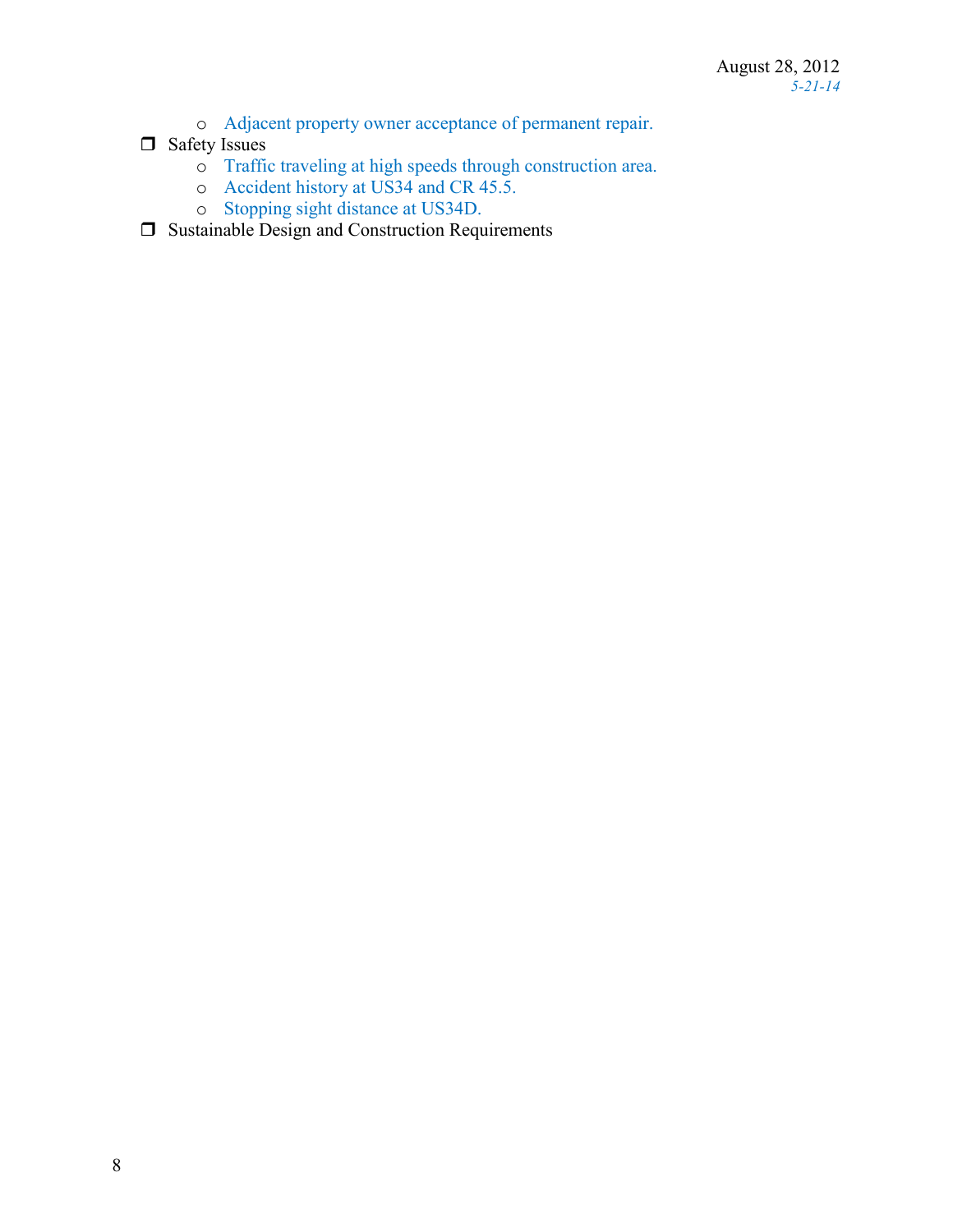- Adjacent property owner acceptance of permanent repair.

- ❒ Safety Issues
  - Traffic traveling at high speeds through construction area.
  - Accident history at US34 and CR 45.5.
  - Stopping sight distance at US34D.
- ❒ Sustainable Design and Construction Requirements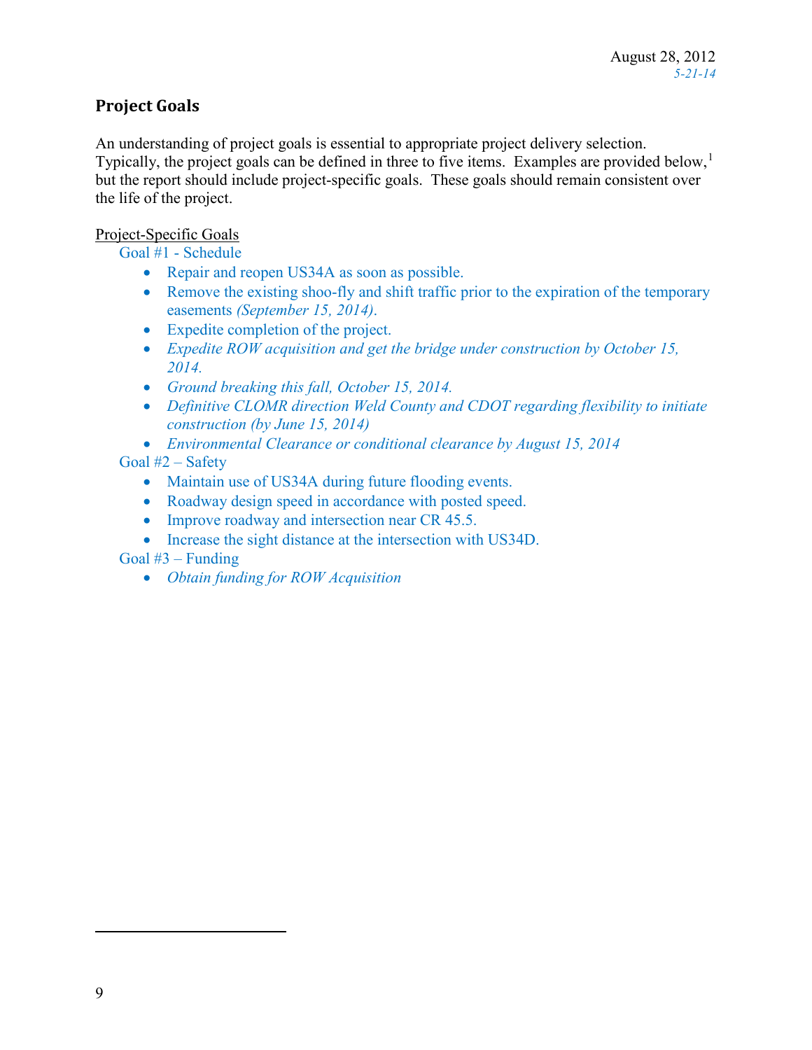August 28, 2012
*5-21-14*

## Project Goals

An understanding of project goals is essential to appropriate project delivery selection. Typically, the project goals can be defined in three to five items. Examples are provided below,[1] but the report should include project-specific goals. These goals should remain consistent over the life of the project.

Project-Specific Goals

Goal #1 - Schedule

- Repair and reopen US34A as soon as possible.
- Remove the existing shoo-fly and shift traffic prior to the expiration of the temporary easements *(September 15, 2014)*.
- Expedite completion of the project.
- *Expedite ROW acquisition and get the bridge under construction by October 15, 2014.*
- *Ground breaking this fall, October 15, 2014.*
- *Definitive CLOMR direction Weld County and CDOT regarding flexibility to initiate construction (by June 15, 2014)*
- *Environmental Clearance or conditional clearance by August 15, 2014*

Goal #2 – Safety

- Maintain use of US34A during future flooding events.
- Roadway design speed in accordance with posted speed.
- Improve roadway and intersection near CR 45.5.
- Increase the sight distance at the intersection with US34D.

Goal #3 – Funding

- *Obtain funding for ROW Acquisition*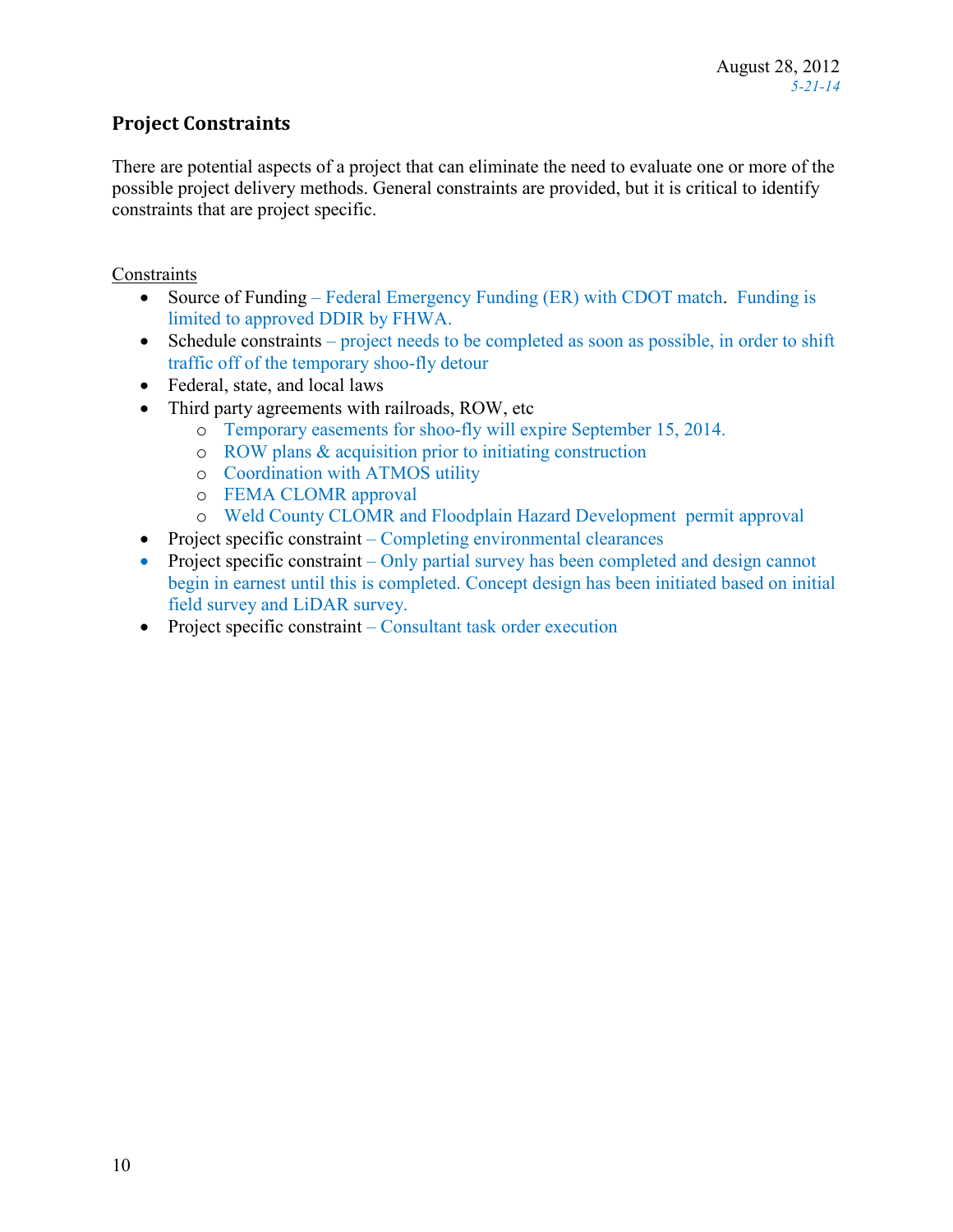August 28, 2012
*5-21-14*

## Project Constraints

There are potential aspects of a project that can eliminate the need to evaluate one or more of the possible project delivery methods. General constraints are provided, but it is critical to identify constraints that are project specific.

Constraints

- Source of Funding – Federal Emergency Funding (ER) with CDOT match. Funding is limited to approved DDIR by FHWA.
- Schedule constraints – project needs to be completed as soon as possible, in order to shift traffic off of the temporary shoo-fly detour
- Federal, state, and local laws
- Third party agreements with railroads, ROW, etc
  - Temporary easements for shoo-fly will expire September 15, 2014.
  - ROW plans & acquisition prior to initiating construction
  - Coordination with ATMOS utility
  - FEMA CLOMR approval
  - Weld County CLOMR and Floodplain Hazard Development permit approval
- Project specific constraint – Completing environmental clearances
- Project specific constraint – Only partial survey has been completed and design cannot begin in earnest until this is completed. Concept design has been initiated based on initial field survey and LiDAR survey.
- Project specific constraint – Consultant task order execution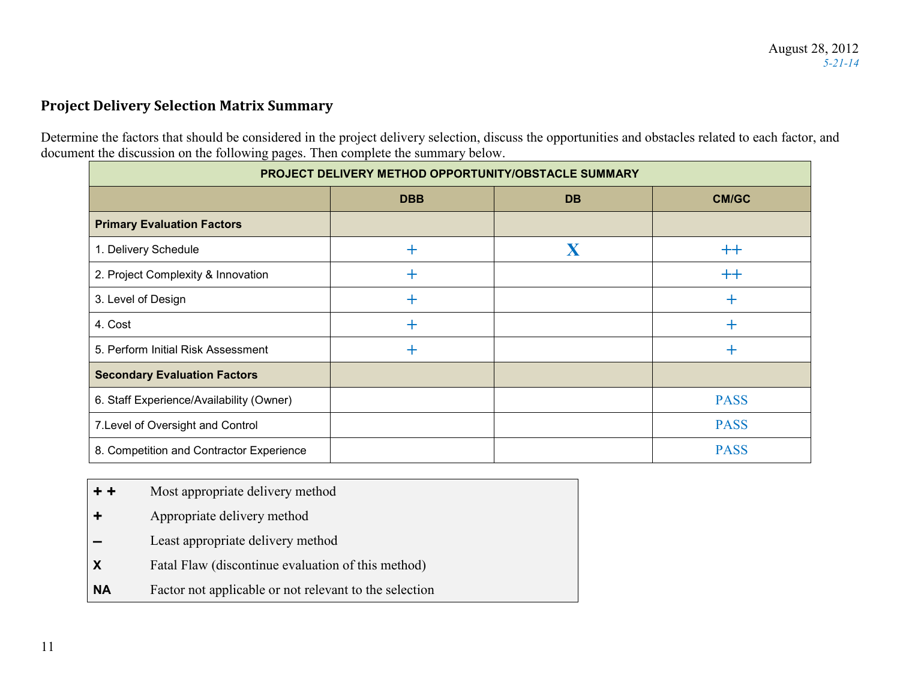August 28, 2012
*5-21-14*

## Project Delivery Selection Matrix Summary

Determine the factors that should be considered in the project delivery selection, discuss the opportunities and obstacles related to each factor, and document the discussion on the following pages. Then complete the summary below.

| PROJECT DELIVERY METHOD OPPORTUNITY/OBSTACLE SUMMARY | | | |
|---|---|---|---|
| | **DBB** | **DB** | **CM/GC** |
| **Primary Evaluation Factors** | | | |
| 1. Delivery Schedule | + | X | ++ |
| 2. Project Complexity & Innovation | + | | ++ |
| 3. Level of Design | + | | + |
| 4. Cost | + | | + |
| 5. Perform Initial Risk Assessment | + | | + |
| **Secondary Evaluation Factors** | | | |
| 6. Staff Experience/Availability (Owner) | | | PASS |
| 7.Level of Oversight and Control | | | PASS |
| 8. Competition and Contractor Experience | | | PASS |

| | |
|---|---|
| **+ +** | Most appropriate delivery method |
| **+** | Appropriate delivery method |
| **–** | Least appropriate delivery method |
| **X** | Fatal Flaw (discontinue evaluation of this method) |
| **NA** | Factor not applicable or not relevant to the selection |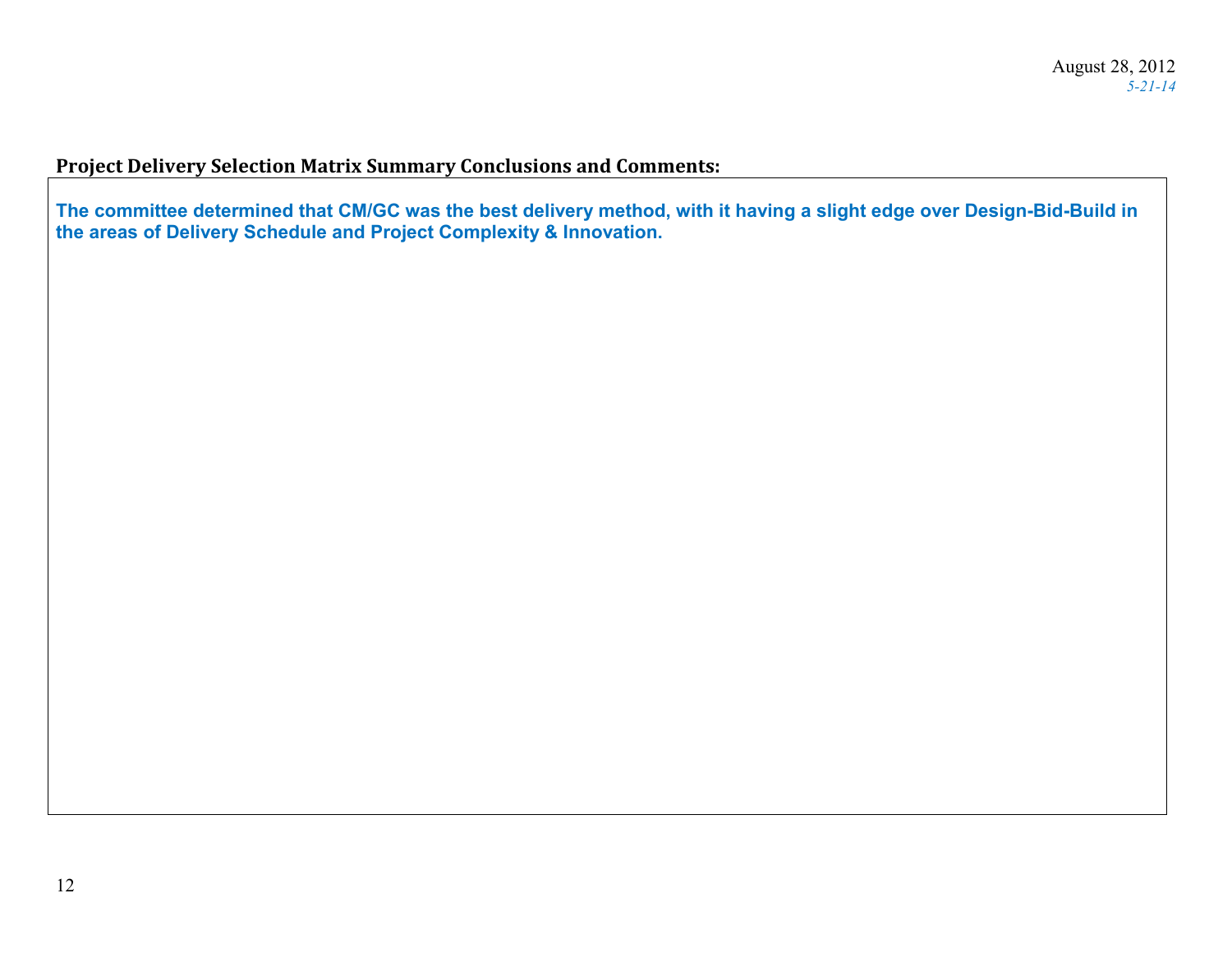**Project Delivery Selection Matrix Summary Conclusions and Comments:**

**The committee determined that CM/GC was the best delivery method, with it having a slight edge over Design-Bid-Build in the areas of Delivery Schedule and Project Complexity & Innovation.**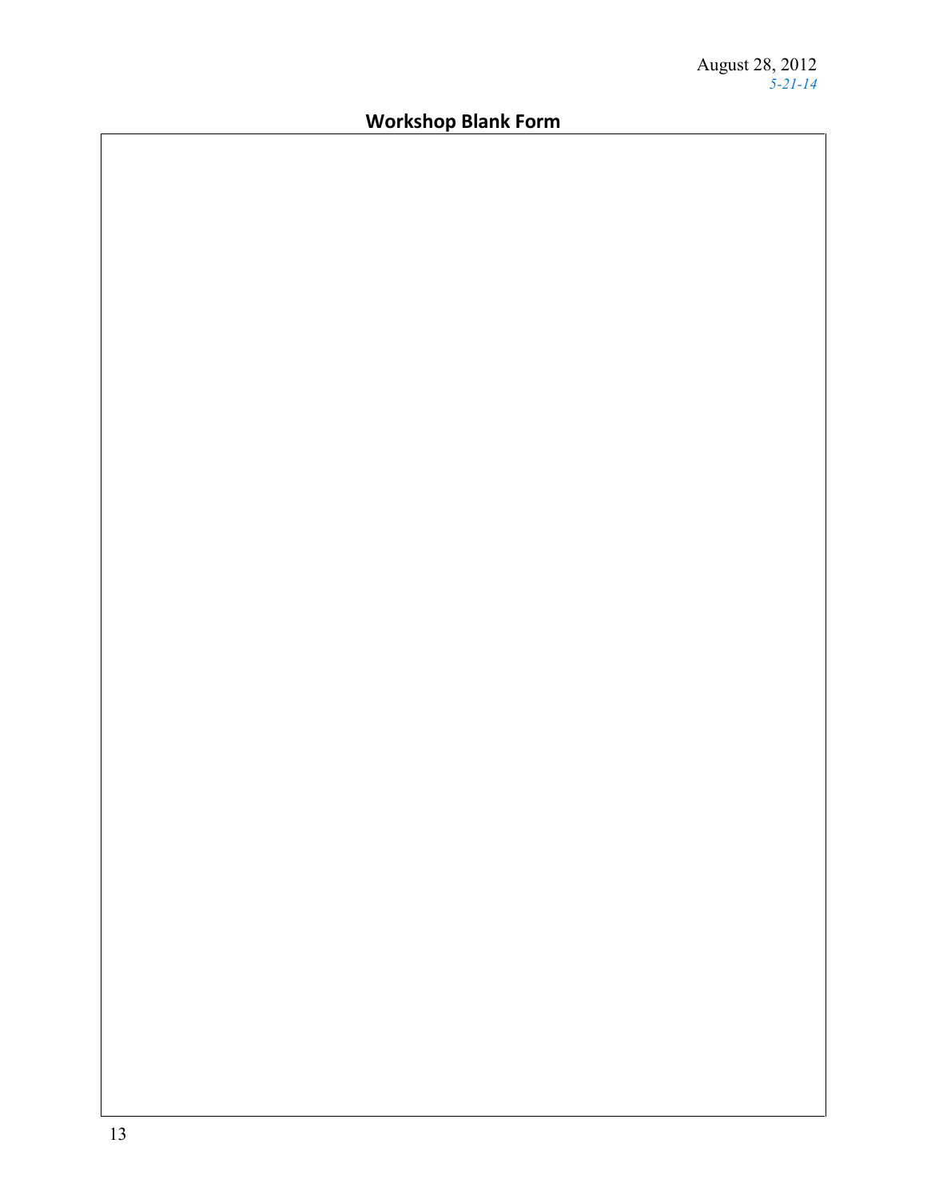August 28, 2012
*5-21-14*

## Workshop Blank Form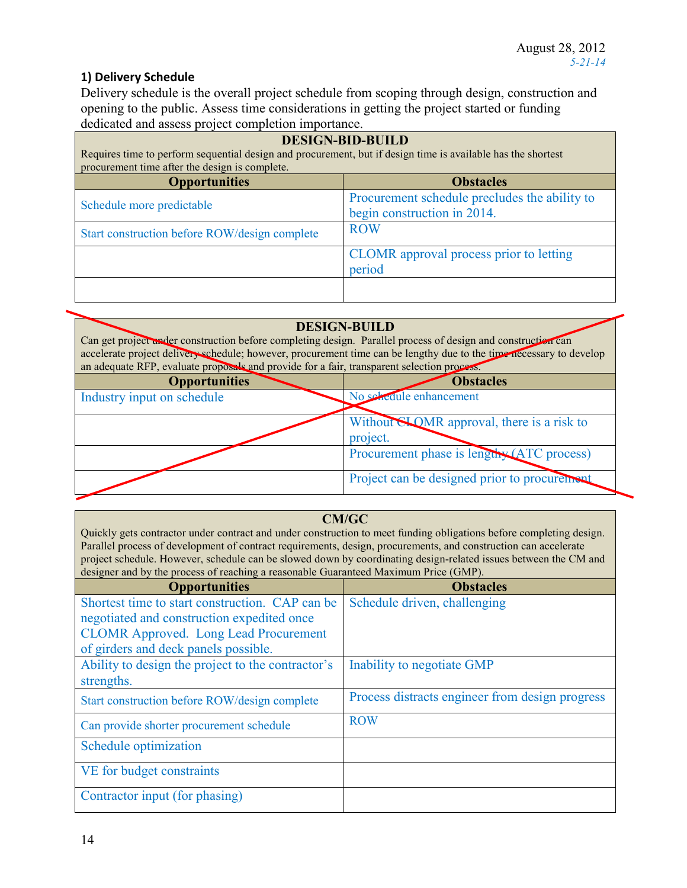August 28, 2012
*5-21-14*

**1) Delivery Schedule**

Delivery schedule is the overall project schedule from scoping through design, construction and opening to the public. Assess time considerations in getting the project started or funding dedicated and assess project completion importance.

| DESIGN-BID-BUILD<br>Requires time to perform sequential design and procurement, but if design time is available has the shortest procurement time after the design is complete. | |
|---|---|
| **Opportunities** | **Obstacles** |
| Schedule more predictable | Procurement schedule precludes the ability to begin construction in 2014. |
| Start construction before ROW/design complete | ROW |
| | CLOMR approval process prior to letting period |
| | |

| DESIGN-BUILD<br>Can get project under construction before completing design. Parallel process of design and construction can accelerate project delivery schedule; however, procurement time can be lengthy due to the time necessary to develop an adequate RFP, evaluate proposals and provide for a fair, transparent selection process. | |
|---|---|
| **Opportunities** | **Obstacles** |
| Industry input on schedule | No schedule enhancement |
| | Without CLOMR approval, there is a risk to project. |
| | Procurement phase is lengthy (ATC process) |
| | Project can be designed prior to procurement |

| CM/GC<br>Quickly gets contractor under contract and under construction to meet funding obligations before completing design. Parallel process of development of contract requirements, design, procurements, and construction can accelerate project schedule. However, schedule can be slowed down by coordinating design-related issues between the CM and designer and by the process of reaching a reasonable Guaranteed Maximum Price (GMP). | |
|---|---|
| **Opportunities** | **Obstacles** |
| Shortest time to start construction. CAP can be negotiated and construction expedited once CLOMR Approved. Long Lead Procurement of girders and deck panels possible. | Schedule driven, challenging |
| Ability to design the project to the contractor's strengths. | Inability to negotiate GMP |
| Start construction before ROW/design complete | Process distracts engineer from design progress |
| Can provide shorter procurement schedule | ROW |
| Schedule optimization | |
| VE for budget constraints | |
| Contractor input (for phasing) | |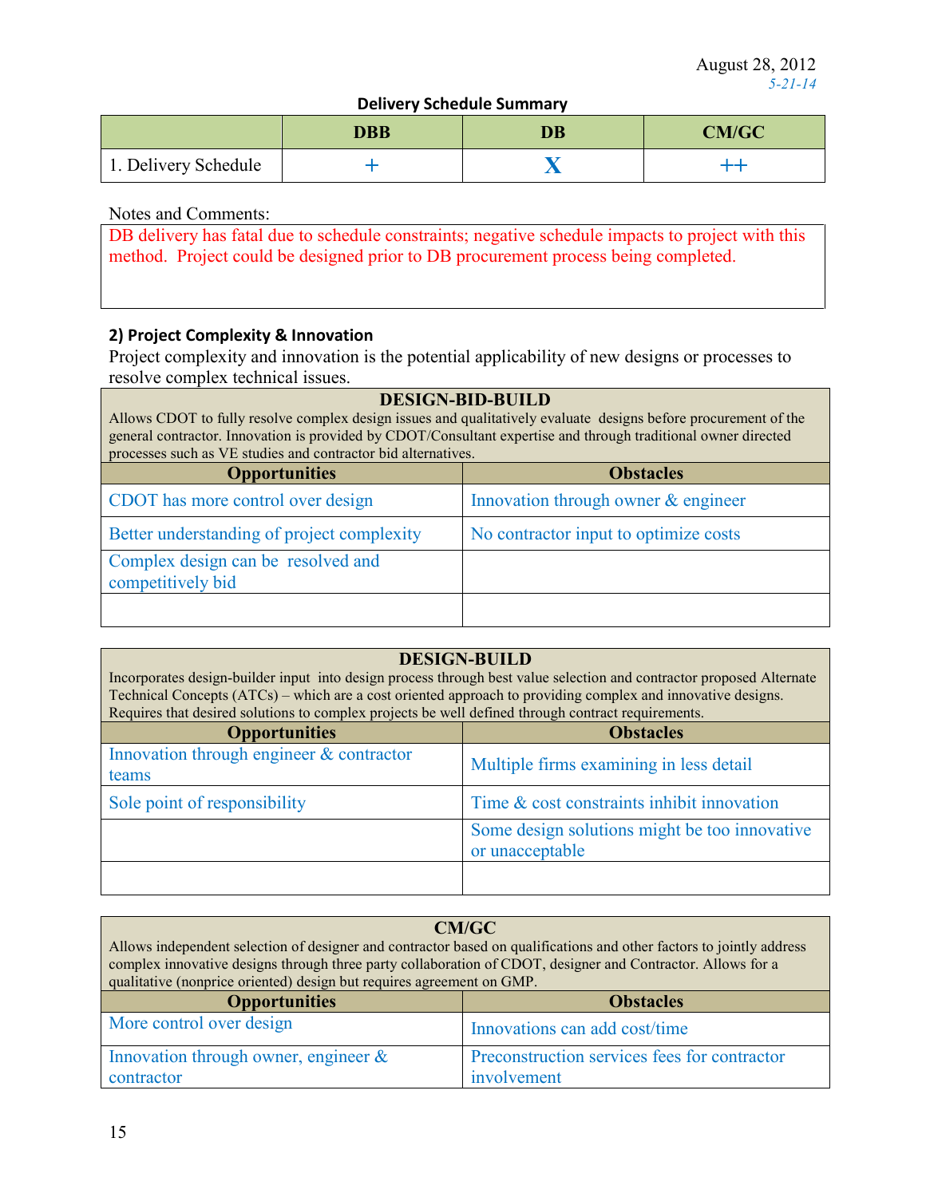August 28, 2012
*5-21-14*

**Delivery Schedule Summary**

| | DBB | DB | CM/GC |
|---|---|---|---|
| 1. Delivery Schedule | + | X | ++ |

Notes and Comments:

DB delivery has fatal due to schedule constraints; negative schedule impacts to project with this method. Project could be designed prior to DB procurement process being completed.

### 2) Project Complexity & Innovation

Project complexity and innovation is the potential applicability of new designs or processes to resolve complex technical issues.

**DESIGN-BID-BUILD**

Allows CDOT to fully resolve complex design issues and qualitatively evaluate designs before procurement of the general contractor. Innovation is provided by CDOT/Consultant expertise and through traditional owner directed processes such as VE studies and contractor bid alternatives.

| Opportunities | Obstacles |
|---|---|
| CDOT has more control over design | Innovation through owner & engineer |
| Better understanding of project complexity | No contractor input to optimize costs |
| Complex design can be resolved and competitively bid | |
| | |

**DESIGN-BUILD**

Incorporates design-builder input into design process through best value selection and contractor proposed Alternate Technical Concepts (ATCs) – which are a cost oriented approach to providing complex and innovative designs. Requires that desired solutions to complex projects be well defined through contract requirements.

| Opportunities | Obstacles |
|---|---|
| Innovation through engineer & contractor teams | Multiple firms examining in less detail |
| Sole point of responsibility | Time & cost constraints inhibit innovation |
| | Some design solutions might be too innovative or unacceptable |
| | |

**CM/GC**

Allows independent selection of designer and contractor based on qualifications and other factors to jointly address complex innovative designs through three party collaboration of CDOT, designer and Contractor. Allows for a qualitative (nonprice oriented) design but requires agreement on GMP.

| Opportunities | Obstacles |
|---|---|
| More control over design | Innovations can add cost/time |
| Innovation through owner, engineer & contractor | Preconstruction services fees for contractor involvement |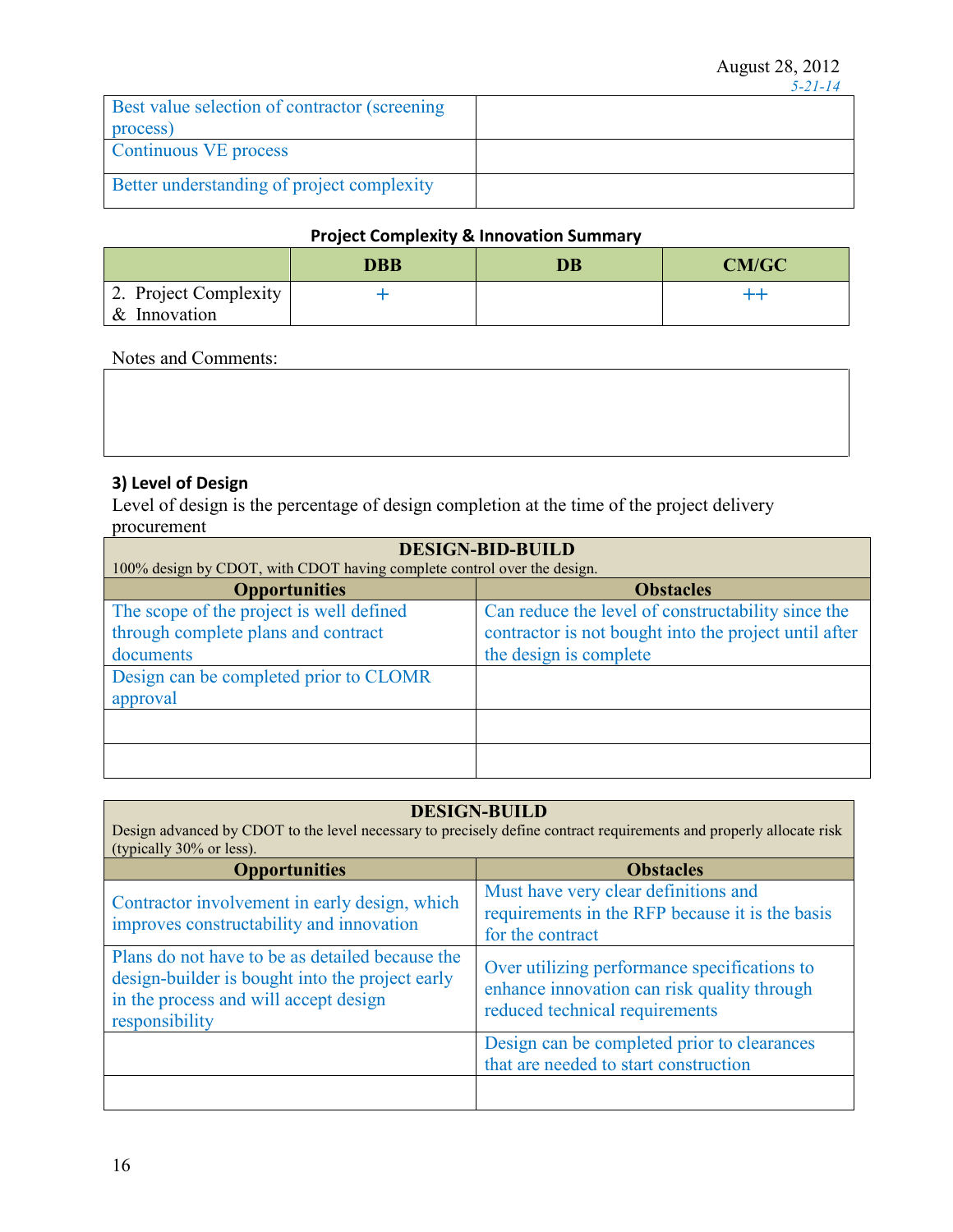| | |
|---|---|
| Best value selection of contractor (screening process) | |
| Continuous VE process | |
| Better understanding of project complexity | |

**Project Complexity & Innovation Summary**

| | DBB | DB | CM/GC |
|---|---|---|---|
| 2. Project Complexity & Innovation | + | | ++ |

Notes and Comments:

| |
|---|
| |

### 3) Level of Design

Level of design is the percentage of design completion at the time of the project delivery procurement

| DESIGN-BID-BUILD<br>100% design by CDOT, with CDOT having complete control over the design. | |
|---|---|
| **Opportunities** | **Obstacles** |
| The scope of the project is well defined through complete plans and contract documents | Can reduce the level of constructability since the contractor is not bought into the project until after the design is complete |
| Design can be completed prior to CLOMR approval | |
| | |
| | |

| DESIGN-BUILD<br>Design advanced by CDOT to the level necessary to precisely define contract requirements and properly allocate risk (typically 30% or less). | |
|---|---|
| **Opportunities** | **Obstacles** |
| Contractor involvement in early design, which improves constructability and innovation | Must have very clear definitions and requirements in the RFP because it is the basis for the contract |
| Plans do not have to be as detailed because the design-builder is bought into the project early in the process and will accept design responsibility | Over utilizing performance specifications to enhance innovation can risk quality through reduced technical requirements |
| | Design can be completed prior to clearances that are needed to start construction |
| | |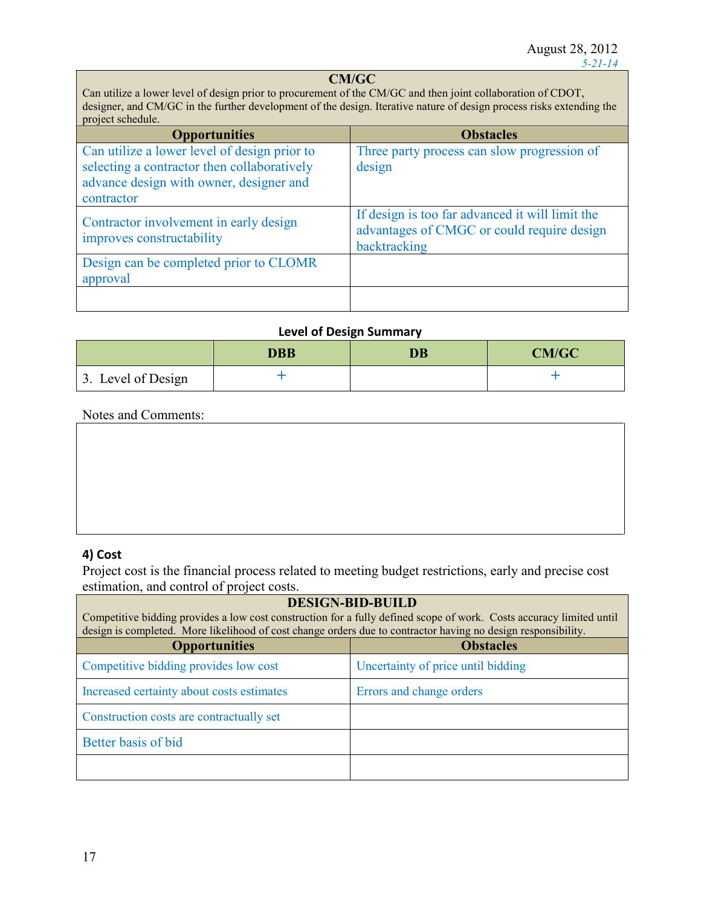| CM/GC<br>Can utilize a lower level of design prior to procurement of the CM/GC and then joint collaboration of CDOT, designer, and CM/GC in the further development of the design. Iterative nature of design process risks extending the project schedule. | |
|---|---|
| **Opportunities** | **Obstacles** |
| Can utilize a lower level of design prior to selecting a contractor then collaboratively advance design with owner, designer and contractor | Three party process can slow progression of design |
| Contractor involvement in early design improves constructability | If design is too far advanced it will limit the advantages of CMGC or could require design backtracking |
| Design can be completed prior to CLOMR approval | |
| | |

**Level of Design Summary**

| | DBB | DB | CM/GC |
|---|---|---|---|
| 3. Level of Design | + | | + |

Notes and Comments:

| |
|---|
| |

### 4) Cost

Project cost is the financial process related to meeting budget restrictions, early and precise cost estimation, and control of project costs.

| DESIGN-BID-BUILD<br>Competitive bidding provides a low cost construction for a fully defined scope of work. Costs accuracy limited until design is completed. More likelihood of cost change orders due to contractor having no design responsibility. | |
|---|---|
| **Opportunities** | **Obstacles** |
| Competitive bidding provides low cost | Uncertainty of price until bidding |
| Increased certainty about costs estimates | Errors and change orders |
| Construction costs are contractually set | |
| Better basis of bid | |
| | |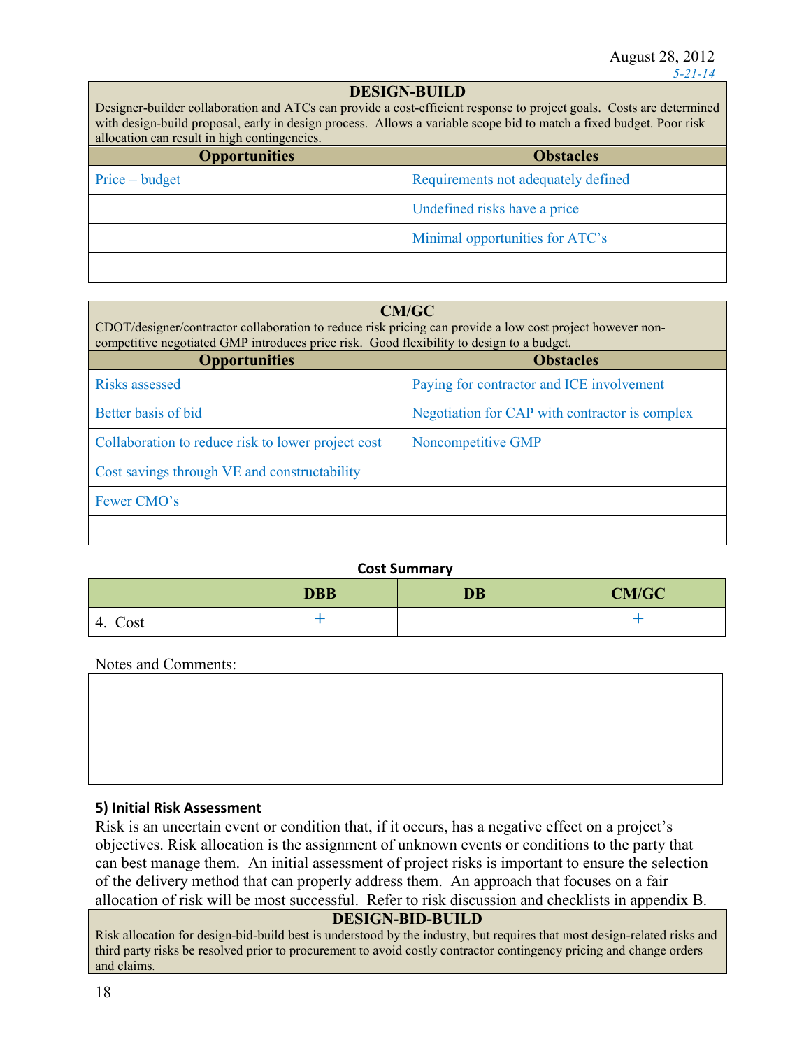August 28, 2012
*5-21-14*

| DESIGN-BUILD | |
|---|---|
| Designer-builder collaboration and ATCs can provide a cost-efficient response to project goals. Costs are determined with design-build proposal, early in design process. Allows a variable scope bid to match a fixed budget. Poor risk allocation can result in high contingencies. | |
| **Opportunities** | **Obstacles** |
| Price = budget | Requirements not adequately defined |
| | Undefined risks have a price |
| | Minimal opportunities for ATC's |
| | |

| CM/GC | |
|---|---|
| CDOT/designer/contractor collaboration to reduce risk pricing can provide a low cost project however non-competitive negotiated GMP introduces price risk. Good flexibility to design to a budget. | |
| **Opportunities** | **Obstacles** |
| Risks assessed | Paying for contractor and ICE involvement |
| Better basis of bid | Negotiation for CAP with contractor is complex |
| Collaboration to reduce risk to lower project cost | Noncompetitive GMP |
| Cost savings through VE and constructability | |
| Fewer CMO's | |
| | |

**Cost Summary**

| | DBB | DB | CM/GC |
|---|---|---|---|
| 4. Cost | + | | + |

Notes and Comments:

### 5) Initial Risk Assessment

Risk is an uncertain event or condition that, if it occurs, has a negative effect on a project's objectives. Risk allocation is the assignment of unknown events or conditions to the party that can best manage them. An initial assessment of project risks is important to ensure the selection of the delivery method that can properly address them. An approach that focuses on a fair allocation of risk will be most successful. Refer to risk discussion and checklists in appendix B.

| DESIGN-BID-BUILD |
|---|
| Risk allocation for design-bid-build best is understood by the industry, but requires that most design-related risks and third party risks be resolved prior to procurement to avoid costly contractor contingency pricing and change orders and claims. |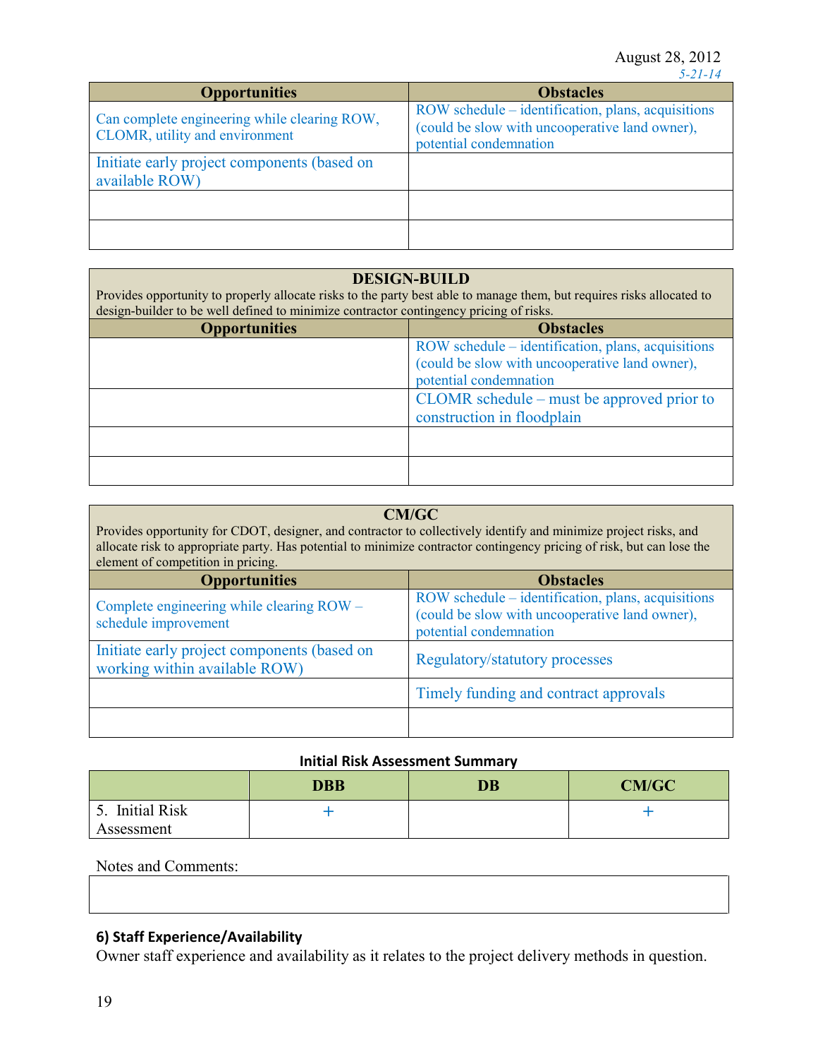August 28, 2012
*5-21-14*

| Opportunities | Obstacles |
|---|---|
| Can complete engineering while clearing ROW, CLOMR, utility and environment | ROW schedule – identification, plans, acquisitions (could be slow with uncooperative land owner), potential condemnation |
| Initiate early project components (based on available ROW) | |
| | |
| | |

| **DESIGN-BUILD** Provides opportunity to properly allocate risks to the party best able to manage them, but requires risks allocated to design-builder to be well defined to minimize contractor contingency pricing of risks. | |
|---|---|
| **Opportunities** | **Obstacles** |
| | ROW schedule – identification, plans, acquisitions (could be slow with uncooperative land owner), potential condemnation |
| | CLOMR schedule – must be approved prior to construction in floodplain |
| | |
| | |

| **CM/GC** Provides opportunity for CDOT, designer, and contractor to collectively identify and minimize project risks, and allocate risk to appropriate party. Has potential to minimize contractor contingency pricing of risk, but can lose the element of competition in pricing. | |
|---|---|
| **Opportunities** | **Obstacles** |
| Complete engineering while clearing ROW – schedule improvement | ROW schedule – identification, plans, acquisitions (could be slow with uncooperative land owner), potential condemnation |
| Initiate early project components (based on working within available ROW) | Regulatory/statutory processes |
| | Timely funding and contract approvals |
| | |

**Initial Risk Assessment Summary**

| | DBB | DB | CM/GC |
|---|---|---|---|
| 5. Initial Risk Assessment | + | | + |

Notes and Comments:

| |
|---|
| |

### 6) Staff Experience/Availability

Owner staff experience and availability as it relates to the project delivery methods in question.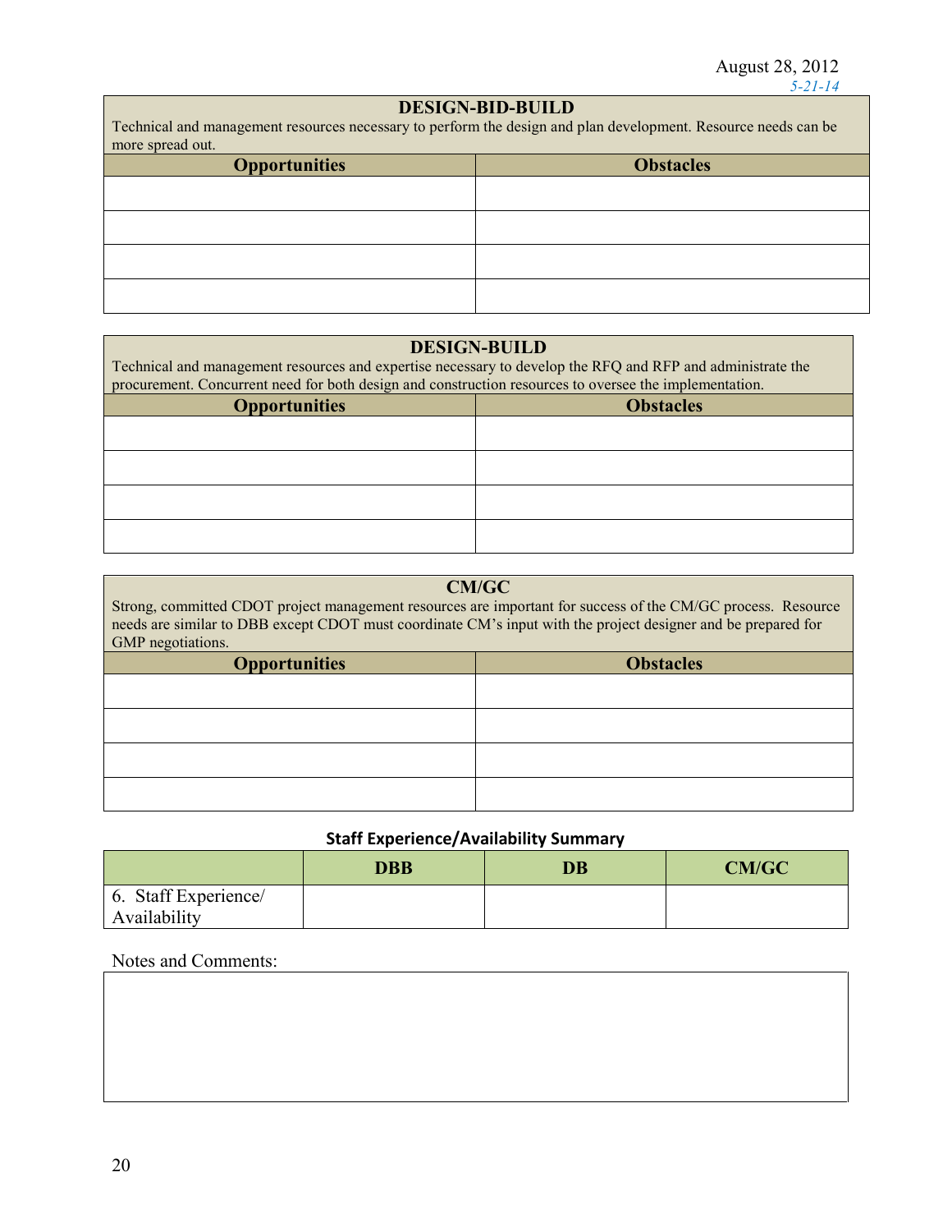August 28, 2012

*5-21-14*

| DESIGN-BID-BUILD<br>Technical and management resources necessary to perform the design and plan development. Resource needs can be more spread out. | |
|---|---|
| **Opportunities** | **Obstacles** |
| | |
| | |
| | |
| | |

| DESIGN-BUILD<br>Technical and management resources and expertise necessary to develop the RFQ and RFP and administrate the procurement. Concurrent need for both design and construction resources to oversee the implementation. | |
|---|---|
| **Opportunities** | **Obstacles** |
| | |
| | |
| | |
| | |

| CM/GC<br>Strong, committed CDOT project management resources are important for success of the CM/GC process. Resource needs are similar to DBB except CDOT must coordinate CM's input with the project designer and be prepared for GMP negotiations. | |
|---|---|
| **Opportunities** | **Obstacles** |
| | |
| | |
| | |
| | |

**Staff Experience/Availability Summary**

| | DBB | DB | CM/GC |
|---|---|---|---|
| 6. Staff Experience/ Availability | | | |

Notes and Comments: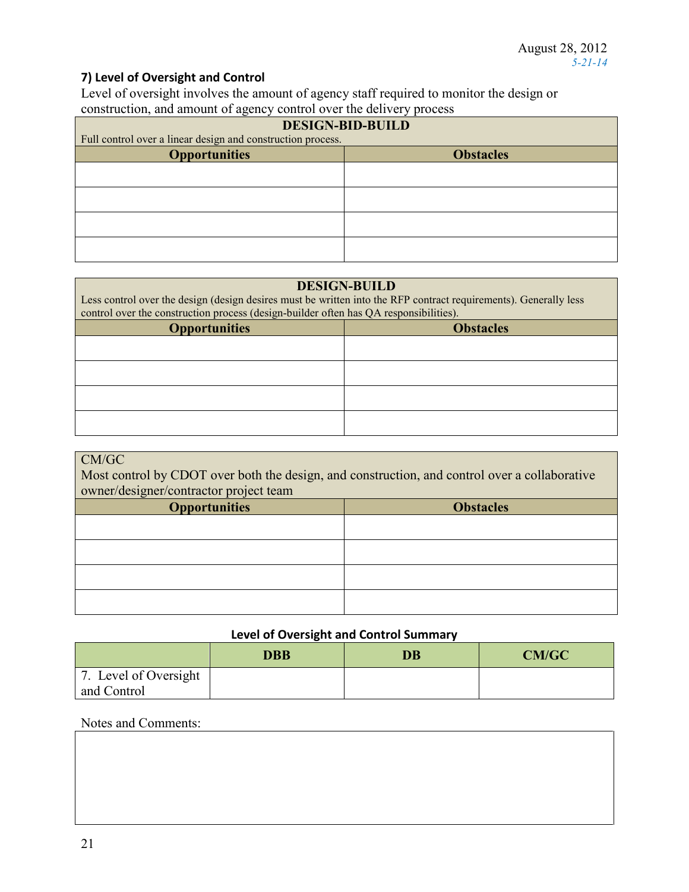August 28, 2012
*5-21-14*

### 7) Level of Oversight and Control

Level of oversight involves the amount of agency staff required to monitor the design or construction, and amount of agency control over the delivery process

| **DESIGN-BID-BUILD**<br>Full control over a linear design and construction process. | |
|---|---|
| **Opportunities** | **Obstacles** |
| | |
| | |
| | |
| | |

| **DESIGN-BUILD**<br>Less control over the design (design desires must be written into the RFP contract requirements). Generally less control over the construction process (design-builder often has QA responsibilities). | |
|---|---|
| **Opportunities** | **Obstacles** |
| | |
| | |
| | |
| | |

| CM/GC<br>Most control by CDOT over both the design, and construction, and control over a collaborative owner/designer/contractor project team | |
|---|---|
| **Opportunities** | **Obstacles** |
| | |
| | |
| | |
| | |

**Level of Oversight and Control Summary**

| | **DBB** | **DB** | **CM/GC** |
|---|---|---|---|
| 7. Level of Oversight and Control | | | |

Notes and Comments: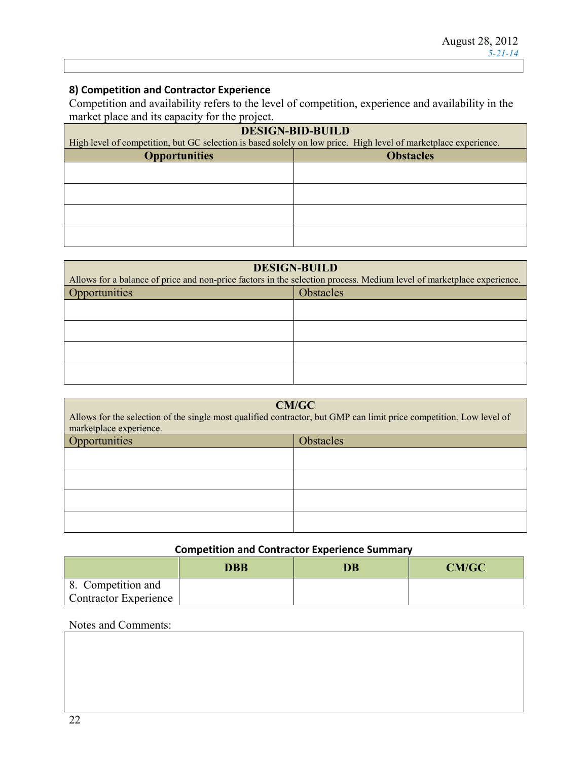### 8) Competition and Contractor Experience

Competition and availability refers to the level of competition, experience and availability in the market place and its capacity for the project.

| **DESIGN-BID-BUILD**<br>High level of competition, but GC selection is based solely on low price. High level of marketplace experience. | |
|---|---|
| **Opportunities** | **Obstacles** |
| | |
| | |
| | |
| | |

| **DESIGN-BUILD**<br>Allows for a balance of price and non-price factors in the selection process. Medium level of marketplace experience. | |
|---|---|
| Opportunities | Obstacles |
| | |
| | |
| | |
| | |

| **CM/GC**<br>Allows for the selection of the single most qualified contractor, but GMP can limit price competition. Low level of marketplace experience. | |
|---|---|
| Opportunities | Obstacles |
| | |
| | |
| | |
| | |

**Competition and Contractor Experience Summary**

| | **DBB** | **DB** | **CM/GC** |
|---|---|---|---|
| 8. Competition and Contractor Experience | | | |

Notes and Comments: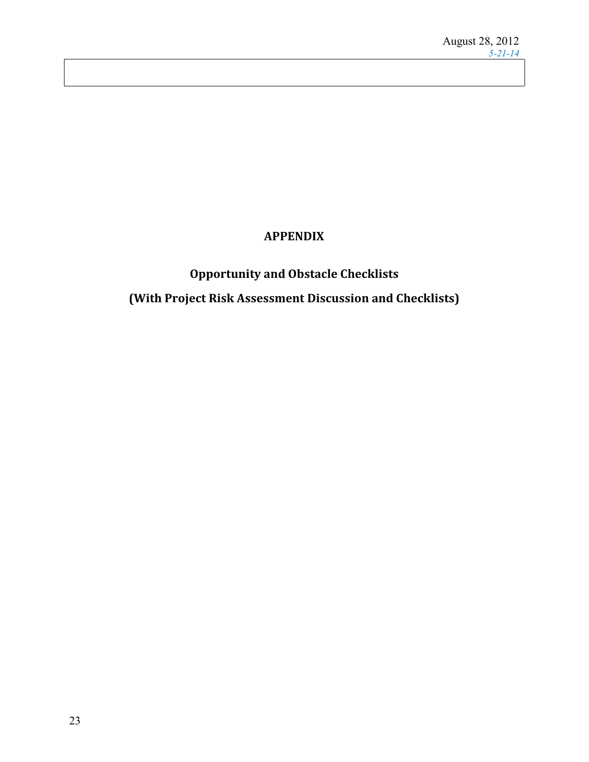August 28, 2012
*5-21-14*

# APPENDIX

## Opportunity and Obstacle Checklists

## (With Project Risk Assessment Discussion and Checklists)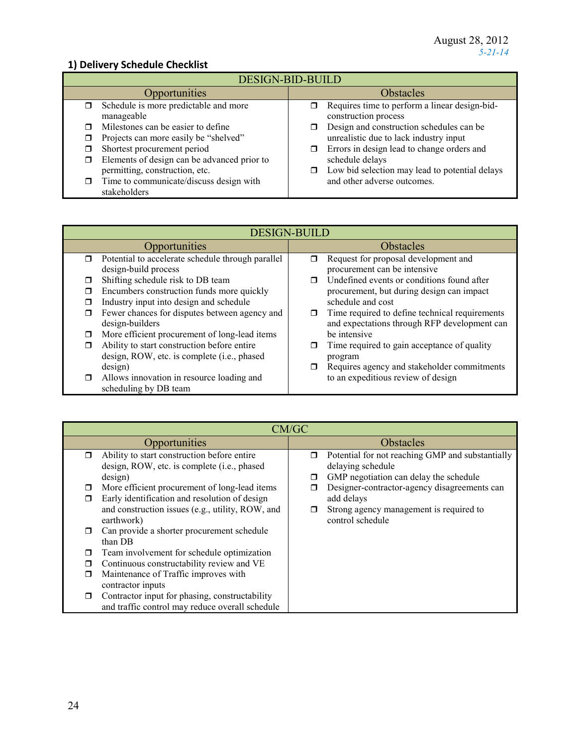August 28, 2012
*5-21-14*

## 1) Delivery Schedule Checklist

| DESIGN-BID-BUILD | |
|---|---|
| **Opportunities** | **Obstacles** |
| ❒ Schedule is more predictable and more manageable<br>❒ Milestones can be easier to define<br>❒ Projects can more easily be "shelved"<br>❒ Shortest procurement period<br>❒ Elements of design can be advanced prior to permitting, construction, etc.<br>❒ Time to communicate/discuss design with stakeholders | ❒ Requires time to perform a linear design-bid-construction process<br>❒ Design and construction schedules can be unrealistic due to lack industry input<br>❒ Errors in design lead to change orders and schedule delays<br>❒ Low bid selection may lead to potential delays and other adverse outcomes. |

| DESIGN-BUILD | |
|---|---|
| **Opportunities** | **Obstacles** |
| ❒ Potential to accelerate schedule through parallel design-build process<br>❒ Shifting schedule risk to DB team<br>❒ Encumbers construction funds more quickly<br>❒ Industry input into design and schedule<br>❒ Fewer chances for disputes between agency and design-builders<br>❒ More efficient procurement of long-lead items<br>❒ Ability to start construction before entire design, ROW, etc. is complete (i.e., phased design)<br>❒ Allows innovation in resource loading and scheduling by DB team | ❒ Request for proposal development and procurement can be intensive<br>❒ Undefined events or conditions found after procurement, but during design can impact schedule and cost<br>❒ Time required to define technical requirements and expectations through RFP development can be intensive<br>❒ Time required to gain acceptance of quality program<br>❒ Requires agency and stakeholder commitments to an expeditious review of design |

| CM/GC | |
|---|---|
| **Opportunities** | **Obstacles** |
| ❒ Ability to start construction before entire design, ROW, etc. is complete (i.e., phased design)<br>❒ More efficient procurement of long-lead items<br>❒ Early identification and resolution of design and construction issues (e.g., utility, ROW, and earthwork)<br>❒ Can provide a shorter procurement schedule than DB<br>❒ Team involvement for schedule optimization<br>❒ Continuous constructability review and VE<br>❒ Maintenance of Traffic improves with contractor inputs<br>❒ Contractor input for phasing, constructability and traffic control may reduce overall schedule | ❒ Potential for not reaching GMP and substantially delaying schedule<br>❒ GMP negotiation can delay the schedule<br>❒ Designer-contractor-agency disagreements can add delays<br>❒ Strong agency management is required to control schedule |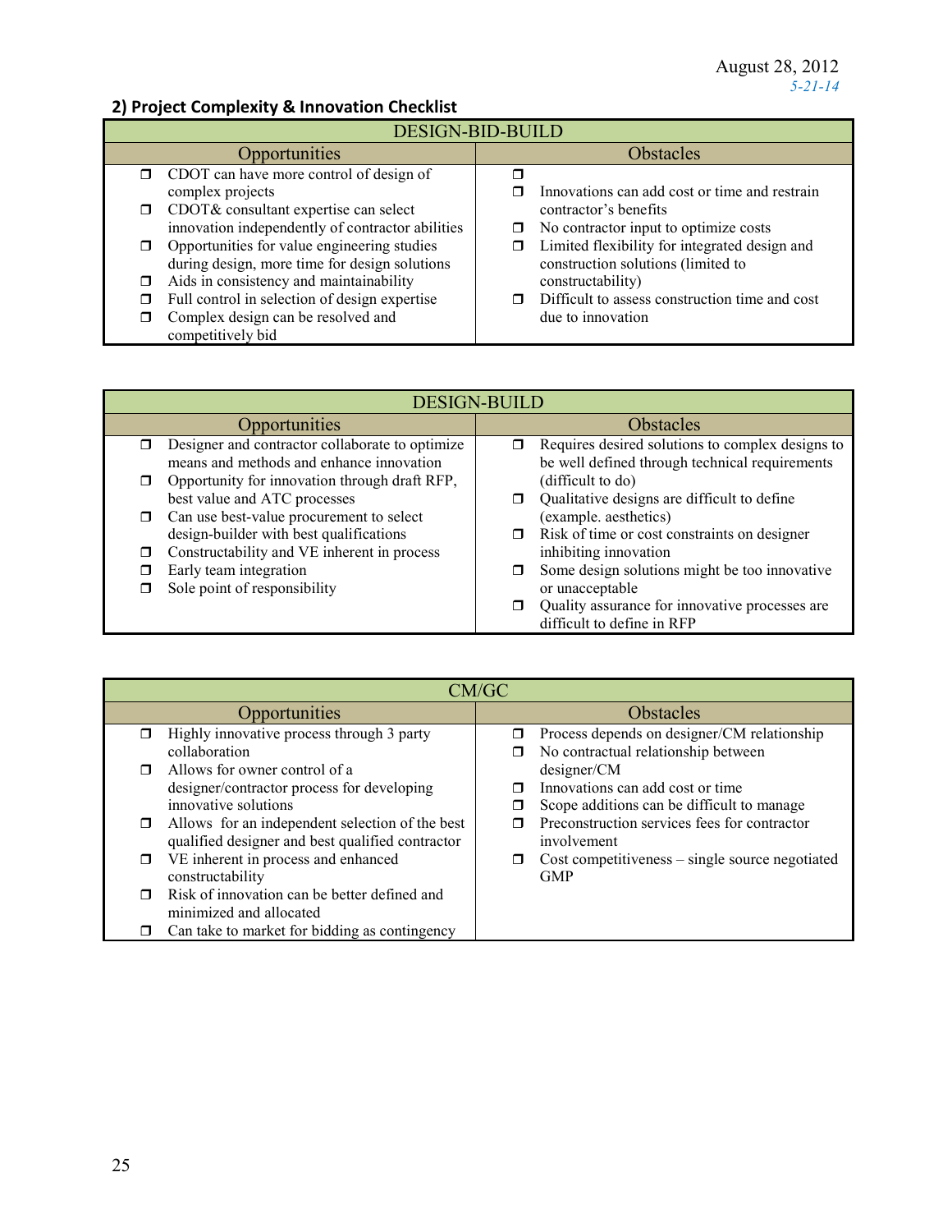August 28, 2012
*5-21-14*

## 2) Project Complexity & Innovation Checklist

| DESIGN-BID-BUILD | |
|---|---|
| Opportunities | Obstacles |
| ❒ CDOT can have more control of design of complex projects<br>❒ CDOT& consultant expertise can select innovation independently of contractor abilities<br>❒ Opportunities for value engineering studies during design, more time for design solutions<br>❒ Aids in consistency and maintainability<br>❒ Full control in selection of design expertise<br>❒ Complex design can be resolved and competitively bid | ❒<br>❒ Innovations can add cost or time and restrain contractor's benefits<br>❒ No contractor input to optimize costs<br>❒ Limited flexibility for integrated design and construction solutions (limited to constructability)<br>❒ Difficult to assess construction time and cost due to innovation |

| DESIGN-BUILD | |
|---|---|
| Opportunities | Obstacles |
| ❒ Designer and contractor collaborate to optimize means and methods and enhance innovation<br>❒ Opportunity for innovation through draft RFP, best value and ATC processes<br>❒ Can use best-value procurement to select design-builder with best qualifications<br>❒ Constructability and VE inherent in process<br>❒ Early team integration<br>❒ Sole point of responsibility | ❒ Requires desired solutions to complex designs to be well defined through technical requirements (difficult to do)<br>❒ Qualitative designs are difficult to define (example. aesthetics)<br>❒ Risk of time or cost constraints on designer inhibiting innovation<br>❒ Some design solutions might be too innovative or unacceptable<br>❒ Quality assurance for innovative processes are difficult to define in RFP |

| CM/GC | |
|---|---|
| Opportunities | Obstacles |
| ❒ Highly innovative process through 3 party collaboration<br>❒ Allows for owner control of a designer/contractor process for developing innovative solutions<br>❒ Allows for an independent selection of the best qualified designer and best qualified contractor<br>❒ VE inherent in process and enhanced constructability<br>❒ Risk of innovation can be better defined and minimized and allocated<br>❒ Can take to market for bidding as contingency | ❒ Process depends on designer/CM relationship<br>❒ No contractual relationship between designer/CM<br>❒ Innovations can add cost or time<br>❒ Scope additions can be difficult to manage<br>❒ Preconstruction services fees for contractor involvement<br>❒ Cost competitiveness – single source negotiated GMP |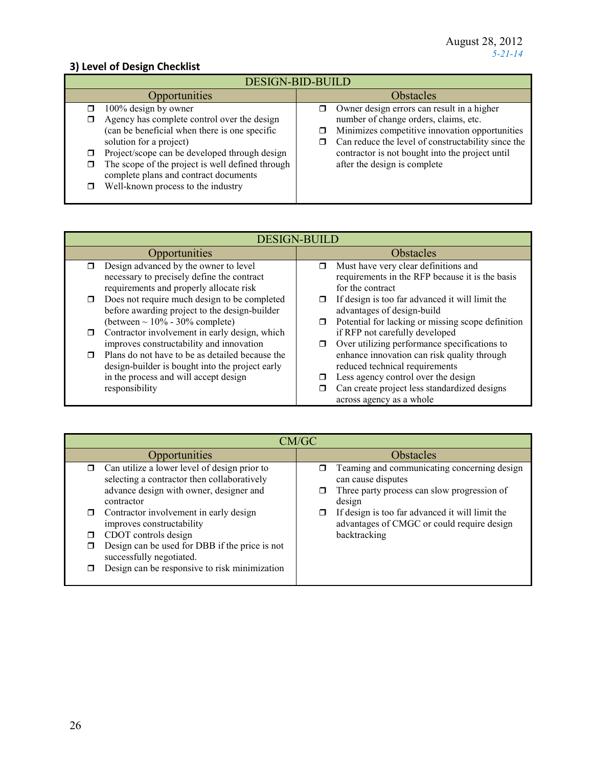August 28, 2012
*5-21-14*

### 3) Level of Design Checklist

| DESIGN-BID-BUILD | |
|---|---|
| **Opportunities** | **Obstacles** |
| ❒ 100% design by owner<br>❒ Agency has complete control over the design (can be beneficial when there is one specific solution for a project)<br>❒ Project/scope can be developed through design<br>❒ The scope of the project is well defined through complete plans and contract documents<br>❒ Well-known process to the industry | ❒ Owner design errors can result in a higher number of change orders, claims, etc.<br>❒ Minimizes competitive innovation opportunities<br>❒ Can reduce the level of constructability since the contractor is not bought into the project until after the design is complete |

| DESIGN-BUILD | |
|---|---|
| **Opportunities** | **Obstacles** |
| ❒ Design advanced by the owner to level necessary to precisely define the contract requirements and properly allocate risk<br>❒ Does not require much design to be completed before awarding project to the design-builder (between ~ 10% - 30% complete)<br>❒ Contractor involvement in early design, which improves constructability and innovation<br>❒ Plans do not have to be as detailed because the design-builder is bought into the project early in the process and will accept design responsibility | ❒ Must have very clear definitions and requirements in the RFP because it is the basis for the contract<br>❒ If design is too far advanced it will limit the advantages of design-build<br>❒ Potential for lacking or missing scope definition if RFP not carefully developed<br>❒ Over utilizing performance specifications to enhance innovation can risk quality through reduced technical requirements<br>❒ Less agency control over the design<br>❒ Can create project less standardized designs across agency as a whole |

| CM/GC | |
|---|---|
| **Opportunities** | **Obstacles** |
| ❒ Can utilize a lower level of design prior to selecting a contractor then collaboratively advance design with owner, designer and contractor<br>❒ Contractor involvement in early design improves constructability<br>❒ CDOT controls design<br>❒ Design can be used for DBB if the price is not successfully negotiated.<br>❒ Design can be responsive to risk minimization | ❒ Teaming and communicating concerning design can cause disputes<br>❒ Three party process can slow progression of design<br>❒ If design is too far advanced it will limit the advantages of CMGC or could require design backtracking |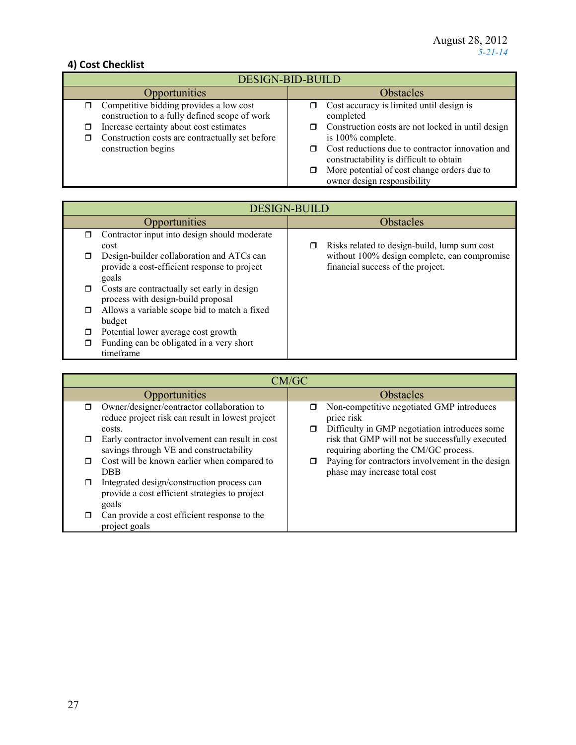August 28, 2012
*5-21-14*

### 4) Cost Checklist

| DESIGN-BID-BUILD | |
|---|---|
| **Opportunities** | **Obstacles** |
| ❒ Competitive bidding provides a low cost construction to a fully defined scope of work<br>❒ Increase certainty about cost estimates<br>❒ Construction costs are contractually set before construction begins | ❒ Cost accuracy is limited until design is completed<br>❒ Construction costs are not locked in until design is 100% complete.<br>❒ Cost reductions due to contractor innovation and constructability is difficult to obtain<br>❒ More potential of cost change orders due to owner design responsibility |

| DESIGN-BUILD | |
|---|---|
| **Opportunities** | **Obstacles** |
| ❒ Contractor input into design should moderate cost<br>❒ Design-builder collaboration and ATCs can provide a cost-efficient response to project goals<br>❒ Costs are contractually set early in design process with design-build proposal<br>❒ Allows a variable scope bid to match a fixed budget<br>❒ Potential lower average cost growth<br>❒ Funding can be obligated in a very short timeframe | ❒ Risks related to design-build, lump sum cost without 100% design complete, can compromise financial success of the project. |

| CM/GC | |
|---|---|
| **Opportunities** | **Obstacles** |
| ❒ Owner/designer/contractor collaboration to reduce project risk can result in lowest project costs.<br>❒ Early contractor involvement can result in cost savings through VE and constructability<br>❒ Cost will be known earlier when compared to DBB<br>❒ Integrated design/construction process can provide a cost efficient strategies to project goals<br>❒ Can provide a cost efficient response to the project goals | ❒ Non-competitive negotiated GMP introduces price risk<br>❒ Difficulty in GMP negotiation introduces some risk that GMP will not be successfully executed requiring aborting the CM/GC process.<br>❒ Paying for contractors involvement in the design phase may increase total cost |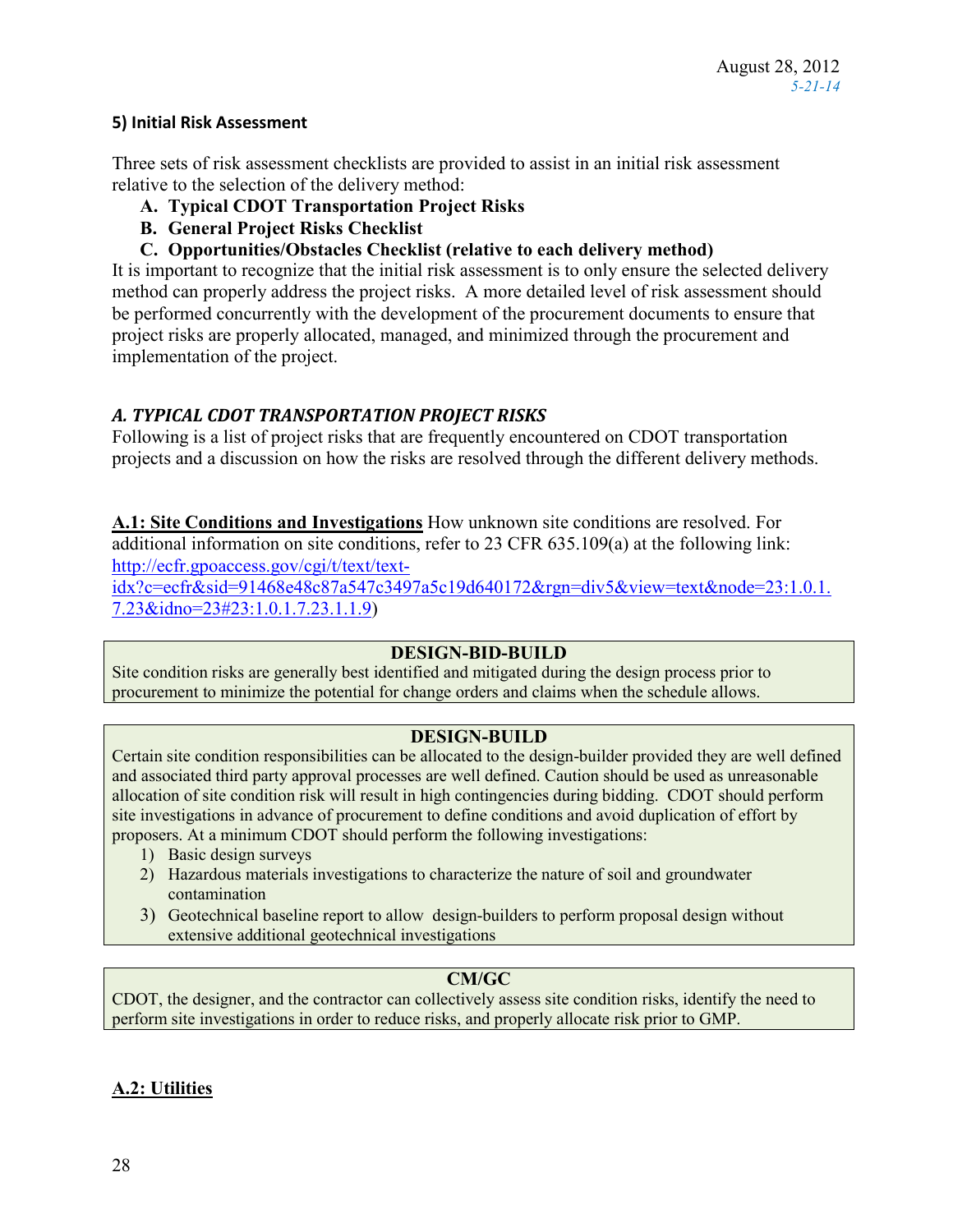### 5) Initial Risk Assessment

Three sets of risk assessment checklists are provided to assist in an initial risk assessment relative to the selection of the delivery method:

- **A. Typical CDOT Transportation Project Risks**
- **B. General Project Risks Checklist**
- **C. Opportunities/Obstacles Checklist (relative to each delivery method)**

It is important to recognize that the initial risk assessment is to only ensure the selected delivery method can properly address the project risks. A more detailed level of risk assessment should be performed concurrently with the development of the procurement documents to ensure that project risks are properly allocated, managed, and minimized through the procurement and implementation of the project.

### *A. TYPICAL CDOT TRANSPORTATION PROJECT RISKS*

Following is a list of project risks that are frequently encountered on CDOT transportation projects and a discussion on how the risks are resolved through the different delivery methods.

**A.1: Site Conditions and Investigations** How unknown site conditions are resolved. For additional information on site conditions, refer to 23 CFR 635.109(a) at the following link: [http://ecfr.gpoaccess.gov/cgi/t/text/text-idx?c=ecfr&sid=91468e48c87a547c3497a5c19d640172&rgn=div5&view=text&node=23:1.0.1.7.23&idno=23#23:1.0.1.7.23.1.1.9](http://ecfr.gpoaccess.gov/cgi/t/text/text-idx?c=ecfr&sid=91468e48c87a547c3497a5c19d640172&rgn=div5&view=text&node=23:1.0.1.7.23&idno=23#23:1.0.1.7.23.1.1.9))

**DESIGN-BID-BUILD**

Site condition risks are generally best identified and mitigated during the design process prior to procurement to minimize the potential for change orders and claims when the schedule allows.

**DESIGN-BUILD**

Certain site condition responsibilities can be allocated to the design-builder provided they are well defined and associated third party approval processes are well defined. Caution should be used as unreasonable allocation of site condition risk will result in high contingencies during bidding. CDOT should perform site investigations in advance of procurement to define conditions and avoid duplication of effort by proposers. At a minimum CDOT should perform the following investigations:

1) Basic design surveys
2) Hazardous materials investigations to characterize the nature of soil and groundwater contamination
3) Geotechnical baseline report to allow design-builders to perform proposal design without extensive additional geotechnical investigations

**CM/GC**

CDOT, the designer, and the contractor can collectively assess site condition risks, identify the need to perform site investigations in order to reduce risks, and properly allocate risk prior to GMP.

**A.2: Utilities**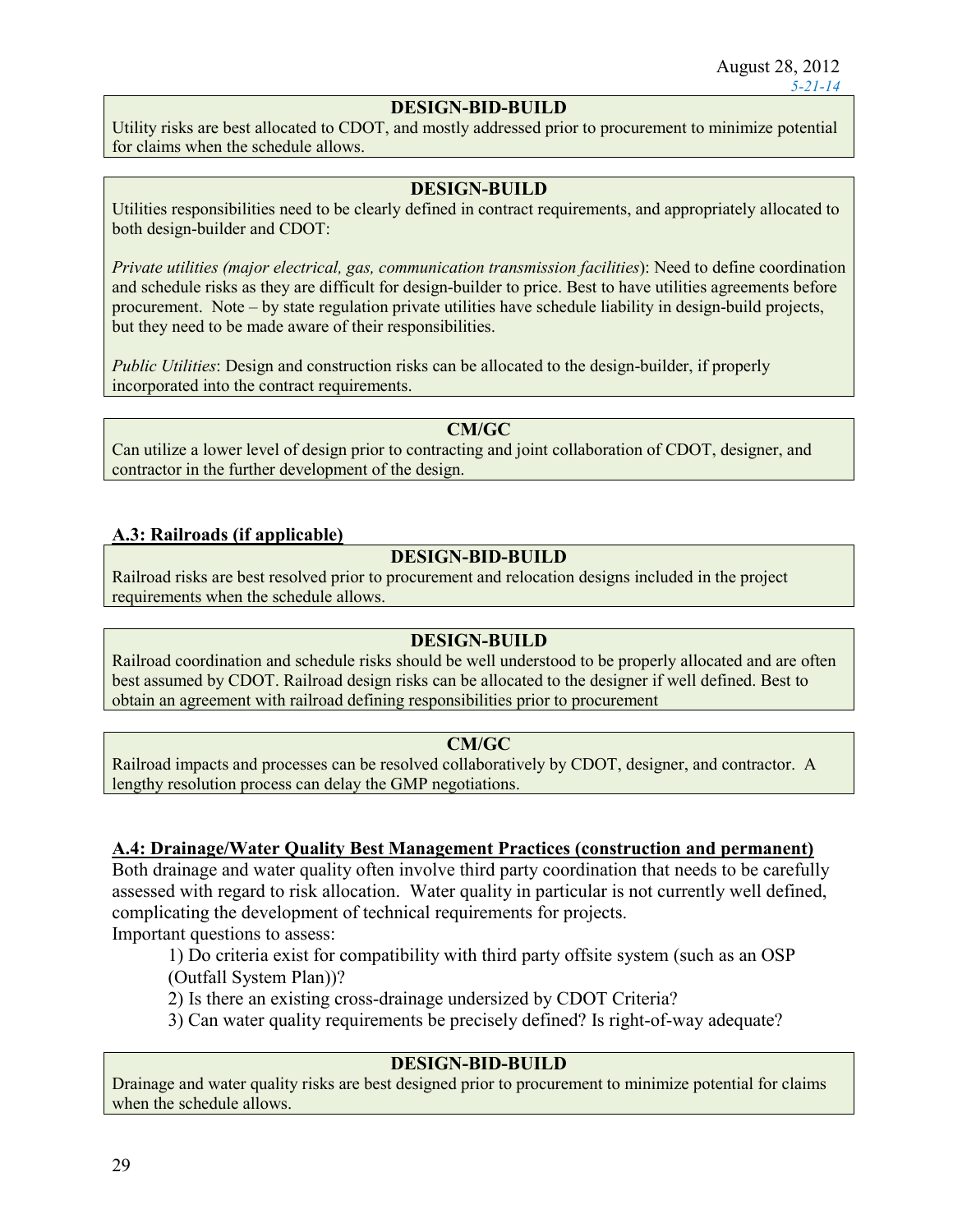### DESIGN-BID-BUILD

Utility risks are best allocated to CDOT, and mostly addressed prior to procurement to minimize potential for claims when the schedule allows.

### DESIGN-BUILD

Utilities responsibilities need to be clearly defined in contract requirements, and appropriately allocated to both design-builder and CDOT:

*Private utilities (major electrical, gas, communication transmission facilities*): Need to define coordination and schedule risks as they are difficult for design-builder to price. Best to have utilities agreements before procurement. Note – by state regulation private utilities have schedule liability in design-build projects, but they need to be made aware of their responsibilities.

*Public Utilities*: Design and construction risks can be allocated to the design-builder, if properly incorporated into the contract requirements.

### CM/GC

Can utilize a lower level of design prior to contracting and joint collaboration of CDOT, designer, and contractor in the further development of the design.

## A.3: Railroads (if applicable)

### DESIGN-BID-BUILD

Railroad risks are best resolved prior to procurement and relocation designs included in the project requirements when the schedule allows.

### DESIGN-BUILD

Railroad coordination and schedule risks should be well understood to be properly allocated and are often best assumed by CDOT. Railroad design risks can be allocated to the designer if well defined. Best to obtain an agreement with railroad defining responsibilities prior to procurement

### CM/GC

Railroad impacts and processes can be resolved collaboratively by CDOT, designer, and contractor. A lengthy resolution process can delay the GMP negotiations.

## A.4: Drainage/Water Quality Best Management Practices (construction and permanent)

Both drainage and water quality often involve third party coordination that needs to be carefully assessed with regard to risk allocation. Water quality in particular is not currently well defined, complicating the development of technical requirements for projects.

Important questions to assess:

1) Do criteria exist for compatibility with third party offsite system (such as an OSP (Outfall System Plan))?
2) Is there an existing cross-drainage undersized by CDOT Criteria?
3) Can water quality requirements be precisely defined? Is right-of-way adequate?

### DESIGN-BID-BUILD

Drainage and water quality risks are best designed prior to procurement to minimize potential for claims when the schedule allows.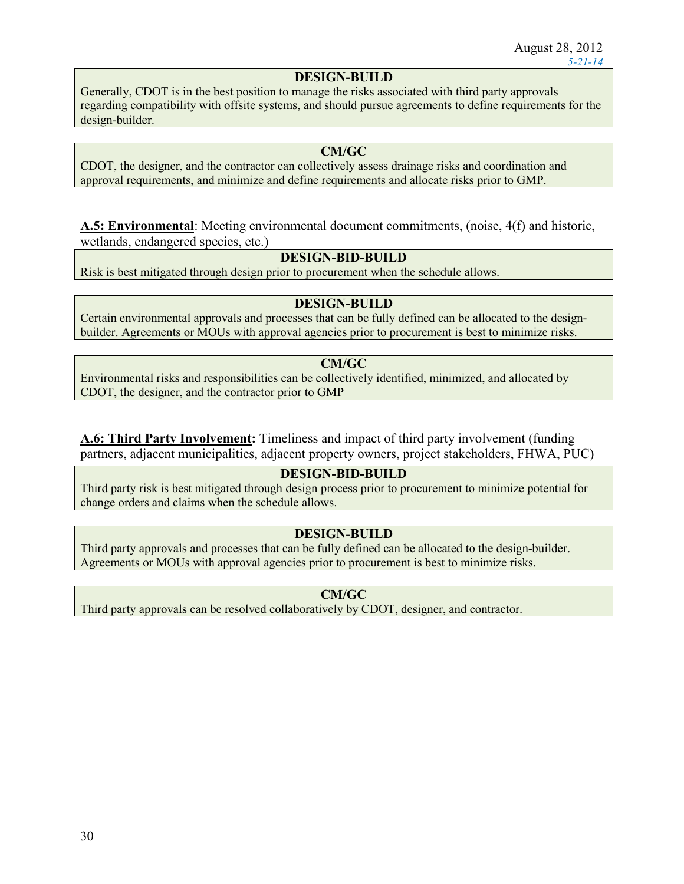**DESIGN-BUILD**

Generally, CDOT is in the best position to manage the risks associated with third party approvals regarding compatibility with offsite systems, and should pursue agreements to define requirements for the design-builder.

**CM/GC**

CDOT, the designer, and the contractor can collectively assess drainage risks and coordination and approval requirements, and minimize and define requirements and allocate risks prior to GMP.

**A.5: Environmental**: Meeting environmental document commitments, (noise, 4(f) and historic, wetlands, endangered species, etc.)

**DESIGN-BID-BUILD**

Risk is best mitigated through design prior to procurement when the schedule allows.

**DESIGN-BUILD**

Certain environmental approvals and processes that can be fully defined can be allocated to the design-builder. Agreements or MOUs with approval agencies prior to procurement is best to minimize risks.

**CM/GC**

Environmental risks and responsibilities can be collectively identified, minimized, and allocated by CDOT, the designer, and the contractor prior to GMP

**A.6: Third Party Involvement:** Timeliness and impact of third party involvement (funding partners, adjacent municipalities, adjacent property owners, project stakeholders, FHWA, PUC)

**DESIGN-BID-BUILD**

Third party risk is best mitigated through design process prior to procurement to minimize potential for change orders and claims when the schedule allows.

**DESIGN-BUILD**

Third party approvals and processes that can be fully defined can be allocated to the design-builder. Agreements or MOUs with approval agencies prior to procurement is best to minimize risks.

**CM/GC**

Third party approvals can be resolved collaboratively by CDOT, designer, and contractor.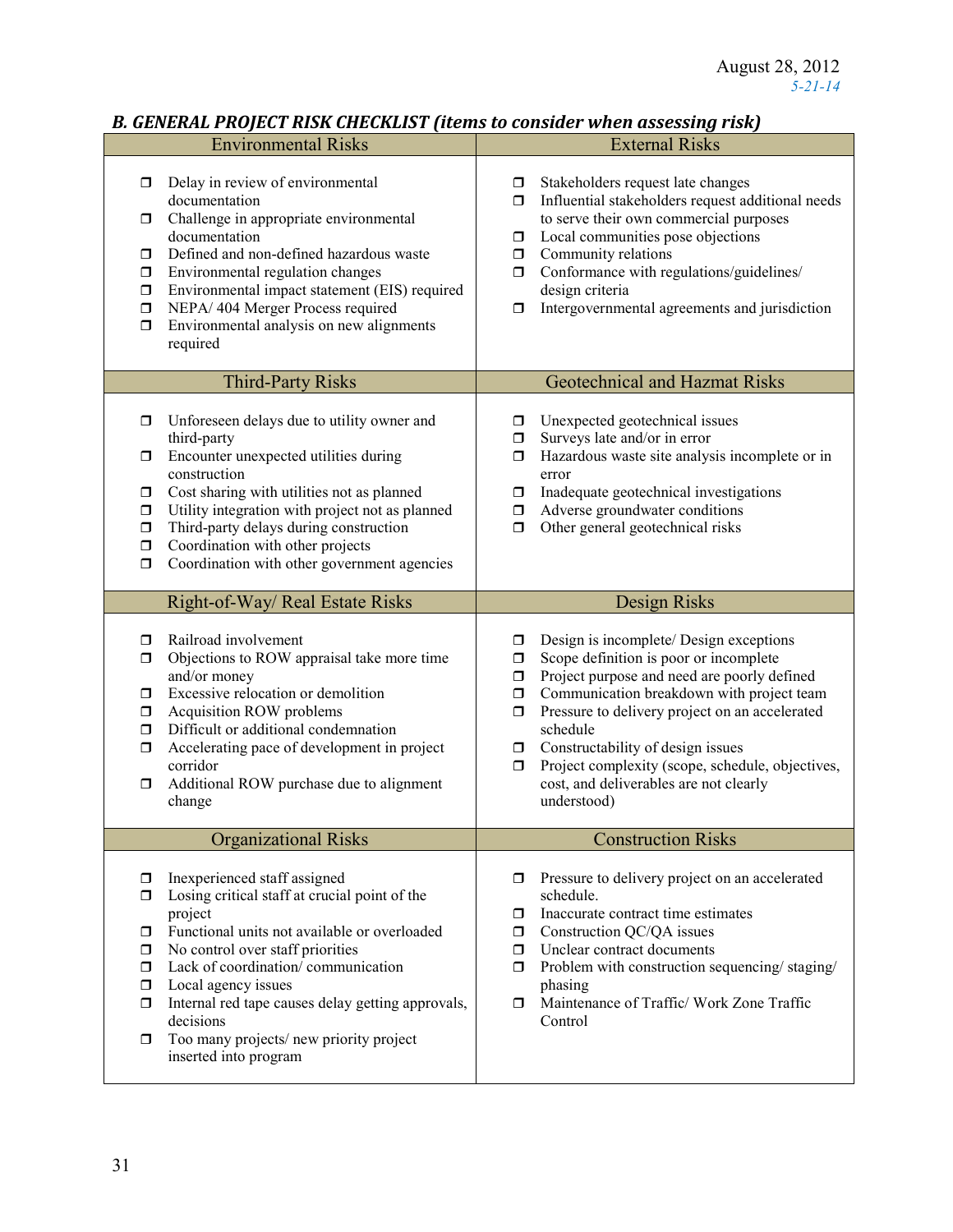August 28, 2012
*5-21-14*

## *B. GENERAL PROJECT RISK CHECKLIST (items to consider when assessing risk)*

| Environmental Risks | External Risks |
|---|---|
| ❒ Delay in review of environmental documentation<br>❒ Challenge in appropriate environmental documentation<br>❒ Defined and non-defined hazardous waste<br>❒ Environmental regulation changes<br>❒ Environmental impact statement (EIS) required<br>❒ NEPA/ 404 Merger Process required<br>❒ Environmental analysis on new alignments required | ❒ Stakeholders request late changes<br>❒ Influential stakeholders request additional needs to serve their own commercial purposes<br>❒ Local communities pose objections<br>❒ Community relations<br>❒ Conformance with regulations/guidelines/ design criteria<br>❒ Intergovernmental agreements and jurisdiction |
| **Third-Party Risks** | **Geotechnical and Hazmat Risks** |
| ❒ Unforeseen delays due to utility owner and third-party<br>❒ Encounter unexpected utilities during construction<br>❒ Cost sharing with utilities not as planned<br>❒ Utility integration with project not as planned<br>❒ Third-party delays during construction<br>❒ Coordination with other projects<br>❒ Coordination with other government agencies | ❒ Unexpected geotechnical issues<br>❒ Surveys late and/or in error<br>❒ Hazardous waste site analysis incomplete or in error<br>❒ Inadequate geotechnical investigations<br>❒ Adverse groundwater conditions<br>❒ Other general geotechnical risks |
| **Right-of-Way/ Real Estate Risks** | **Design Risks** |
| ❒ Railroad involvement<br>❒ Objections to ROW appraisal take more time and/or money<br>❒ Excessive relocation or demolition<br>❒ Acquisition ROW problems<br>❒ Difficult or additional condemnation<br>❒ Accelerating pace of development in project corridor<br>❒ Additional ROW purchase due to alignment change | ❒ Design is incomplete/ Design exceptions<br>❒ Scope definition is poor or incomplete<br>❒ Project purpose and need are poorly defined<br>❒ Communication breakdown with project team<br>❒ Pressure to delivery project on an accelerated schedule<br>❒ Constructability of design issues<br>❒ Project complexity (scope, schedule, objectives, cost, and deliverables are not clearly understood) |
| **Organizational Risks** | **Construction Risks** |
| ❒ Inexperienced staff assigned<br>❒ Losing critical staff at crucial point of the project<br>❒ Functional units not available or overloaded<br>❒ No control over staff priorities<br>❒ Lack of coordination/ communication<br>❒ Local agency issues<br>❒ Internal red tape causes delay getting approvals, decisions<br>❒ Too many projects/ new priority project inserted into program | ❒ Pressure to delivery project on an accelerated schedule.<br>❒ Inaccurate contract time estimates<br>❒ Construction QC/QA issues<br>❒ Unclear contract documents<br>❒ Problem with construction sequencing/ staging/ phasing<br>❒ Maintenance of Traffic/ Work Zone Traffic Control |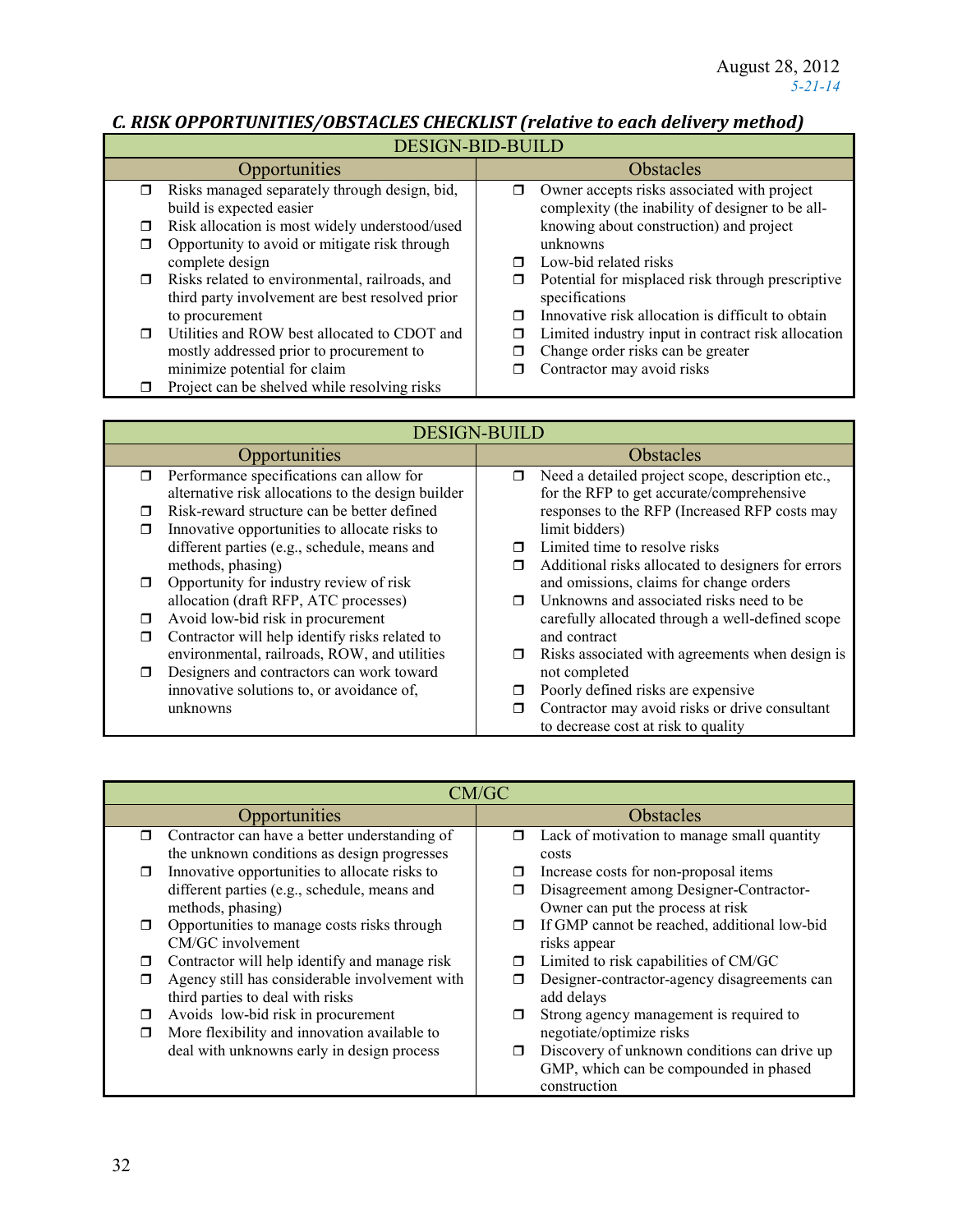August 28, 2012
*5-21-14*

### *C. RISK OPPORTUNITIES/OBSTACLES CHECKLIST (relative to each delivery method)*

| DESIGN-BID-BUILD | |
|---|---|
| **Opportunities** | **Obstacles** |
| ❐ Risks managed separately through design, bid, build is expected easier<br>❐ Risk allocation is most widely understood/used<br>❐ Opportunity to avoid or mitigate risk through complete design<br>❐ Risks related to environmental, railroads, and third party involvement are best resolved prior to procurement<br>❐ Utilities and ROW best allocated to CDOT and mostly addressed prior to procurement to minimize potential for claim<br>❐ Project can be shelved while resolving risks | ❐ Owner accepts risks associated with project complexity (the inability of designer to be all-knowing about construction) and project unknowns<br>❐ Low-bid related risks<br>❐ Potential for misplaced risk through prescriptive specifications<br>❐ Innovative risk allocation is difficult to obtain<br>❐ Limited industry input in contract risk allocation<br>❐ Change order risks can be greater<br>❐ Contractor may avoid risks |

| DESIGN-BUILD | |
|---|---|
| **Opportunities** | **Obstacles** |
| ❐ Performance specifications can allow for alternative risk allocations to the design builder<br>❐ Risk-reward structure can be better defined<br>❐ Innovative opportunities to allocate risks to different parties (e.g., schedule, means and methods, phasing)<br>❐ Opportunity for industry review of risk allocation (draft RFP, ATC processes)<br>❐ Avoid low-bid risk in procurement<br>❐ Contractor will help identify risks related to environmental, railroads, ROW, and utilities<br>❐ Designers and contractors can work toward innovative solutions to, or avoidance of, unknowns | ❐ Need a detailed project scope, description etc., for the RFP to get accurate/comprehensive responses to the RFP (Increased RFP costs may limit bidders)<br>❐ Limited time to resolve risks<br>❐ Additional risks allocated to designers for errors and omissions, claims for change orders<br>❐ Unknowns and associated risks need to be carefully allocated through a well-defined scope and contract<br>❐ Risks associated with agreements when design is not completed<br>❐ Poorly defined risks are expensive<br>❐ Contractor may avoid risks or drive consultant to decrease cost at risk to quality |

| CM/GC | |
|---|---|
| **Opportunities** | **Obstacles** |
| ❐ Contractor can have a better understanding of the unknown conditions as design progresses<br>❐ Innovative opportunities to allocate risks to different parties (e.g., schedule, means and methods, phasing)<br>❐ Opportunities to manage costs risks through CM/GC involvement<br>❐ Contractor will help identify and manage risk<br>❐ Agency still has considerable involvement with third parties to deal with risks<br>❐ Avoids low-bid risk in procurement<br>❐ More flexibility and innovation available to deal with unknowns early in design process | ❐ Lack of motivation to manage small quantity costs<br>❐ Increase costs for non-proposal items<br>❐ Disagreement among Designer-Contractor-Owner can put the process at risk<br>❐ If GMP cannot be reached, additional low-bid risks appear<br>❐ Limited to risk capabilities of CM/GC<br>❐ Designer-contractor-agency disagreements can add delays<br>❐ Strong agency management is required to negotiate/optimize risks<br>❐ Discovery of unknown conditions can drive up GMP, which can be compounded in phased construction |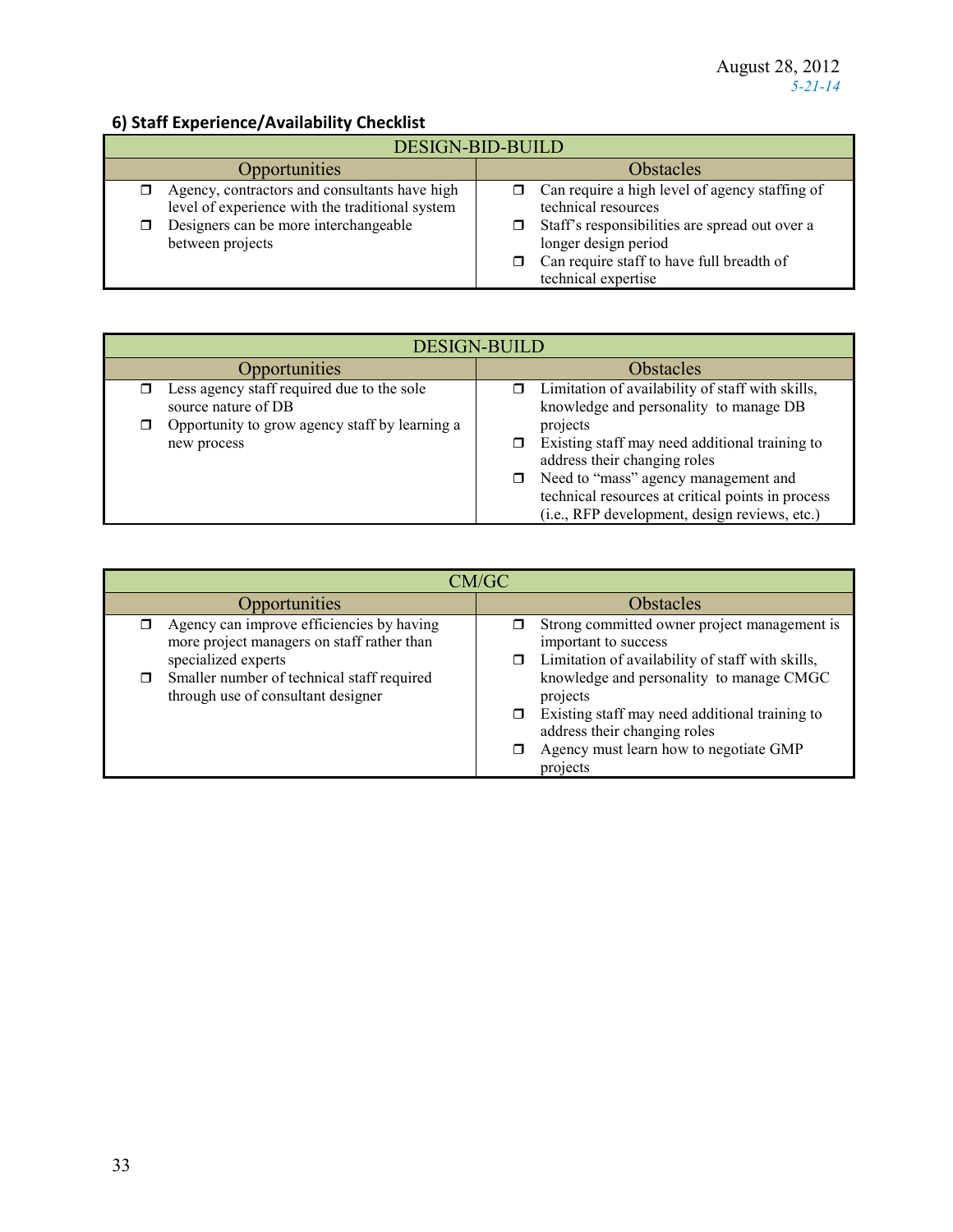### 6) Staff Experience/Availability Checklist

| DESIGN-BID-BUILD | |
|---|---|
| **Opportunities** | **Obstacles** |
| ❐ Agency, contractors and consultants have high level of experience with the traditional system<br>❐ Designers can be more interchangeable between projects | ❐ Can require a high level of agency staffing of technical resources<br>❐ Staff's responsibilities are spread out over a longer design period<br>❐ Can require staff to have full breadth of technical expertise |

| DESIGN-BUILD | |
|---|---|
| **Opportunities** | **Obstacles** |
| ❐ Less agency staff required due to the sole source nature of DB<br>❐ Opportunity to grow agency staff by learning a new process | ❐ Limitation of availability of staff with skills, knowledge and personality to manage DB projects<br>❐ Existing staff may need additional training to address their changing roles<br>❐ Need to "mass" agency management and technical resources at critical points in process (i.e., RFP development, design reviews, etc.) |

| CM/GC | |
|---|---|
| **Opportunities** | **Obstacles** |
| ❐ Agency can improve efficiencies by having more project managers on staff rather than specialized experts<br>❐ Smaller number of technical staff required through use of consultant designer | ❐ Strong committed owner project management is important to success<br>❐ Limitation of availability of staff with skills, knowledge and personality to manage CMGC projects<br>❐ Existing staff may need additional training to address their changing roles<br>❐ Agency must learn how to negotiate GMP projects |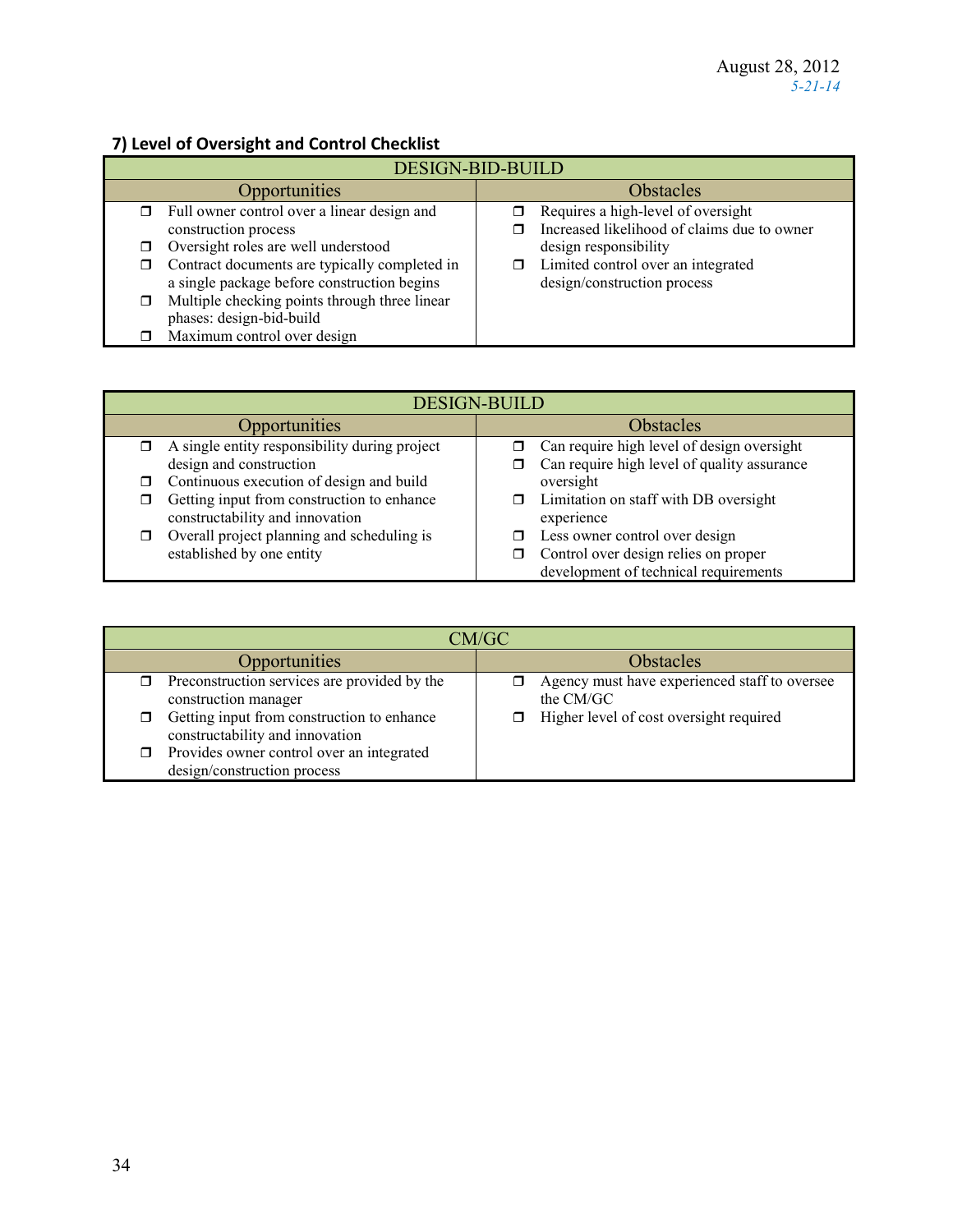## 7) Level of Oversight and Control Checklist

| DESIGN-BID-BUILD | |
|---|---|
| **Opportunities** | **Obstacles** |
| ❒ Full owner control over a linear design and construction process<br>❒ Oversight roles are well understood<br>❒ Contract documents are typically completed in a single package before construction begins<br>❒ Multiple checking points through three linear phases: design-bid-build<br>❒ Maximum control over design | ❒ Requires a high-level of oversight<br>❒ Increased likelihood of claims due to owner design responsibility<br>❒ Limited control over an integrated design/construction process |

| DESIGN-BUILD | |
|---|---|
| **Opportunities** | **Obstacles** |
| ❒ A single entity responsibility during project design and construction<br>❒ Continuous execution of design and build<br>❒ Getting input from construction to enhance constructability and innovation<br>❒ Overall project planning and scheduling is established by one entity | ❒ Can require high level of design oversight<br>❒ Can require high level of quality assurance oversight<br>❒ Limitation on staff with DB oversight experience<br>❒ Less owner control over design<br>❒ Control over design relies on proper development of technical requirements |

| CM/GC | |
|---|---|
| **Opportunities** | **Obstacles** |
| ❒ Preconstruction services are provided by the construction manager<br>❒ Getting input from construction to enhance constructability and innovation<br>❒ Provides owner control over an integrated design/construction process | ❒ Agency must have experienced staff to oversee the CM/GC<br>❒ Higher level of cost oversight required |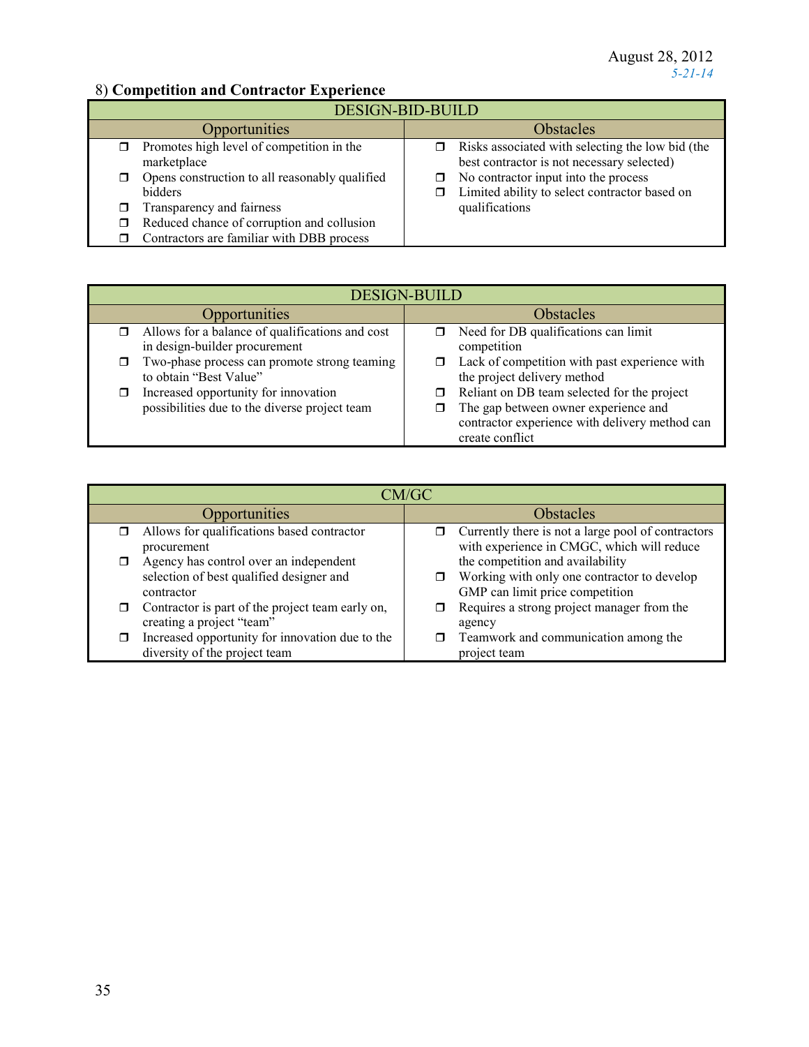## 8) Competition and Contractor Experience

| DESIGN-BID-BUILD | |
|---|---|
| **Opportunities** | **Obstacles** |
| ❒ Promotes high level of competition in the marketplace<br>❒ Opens construction to all reasonably qualified bidders<br>❒ Transparency and fairness<br>❒ Reduced chance of corruption and collusion<br>❒ Contractors are familiar with DBB process | ❒ Risks associated with selecting the low bid (the best contractor is not necessary selected)<br>❒ No contractor input into the process<br>❒ Limited ability to select contractor based on qualifications |

| DESIGN-BUILD | |
|---|---|
| **Opportunities** | **Obstacles** |
| ❒ Allows for a balance of qualifications and cost in design-builder procurement<br>❒ Two-phase process can promote strong teaming to obtain "Best Value"<br>❒ Increased opportunity for innovation possibilities due to the diverse project team | ❒ Need for DB qualifications can limit competition<br>❒ Lack of competition with past experience with the project delivery method<br>❒ Reliant on DB team selected for the project<br>❒ The gap between owner experience and contractor experience with delivery method can create conflict |

| CM/GC | |
|---|---|
| **Opportunities** | **Obstacles** |
| ❒ Allows for qualifications based contractor procurement<br>❒ Agency has control over an independent selection of best qualified designer and contractor<br>❒ Contractor is part of the project team early on, creating a project "team"<br>❒ Increased opportunity for innovation due to the diversity of the project team | ❒ Currently there is not a large pool of contractors with experience in CMGC, which will reduce the competition and availability<br>❒ Working with only one contractor to develop GMP can limit price competition<br>❒ Requires a strong project manager from the agency<br>❒ Teamwork and communication among the project team |